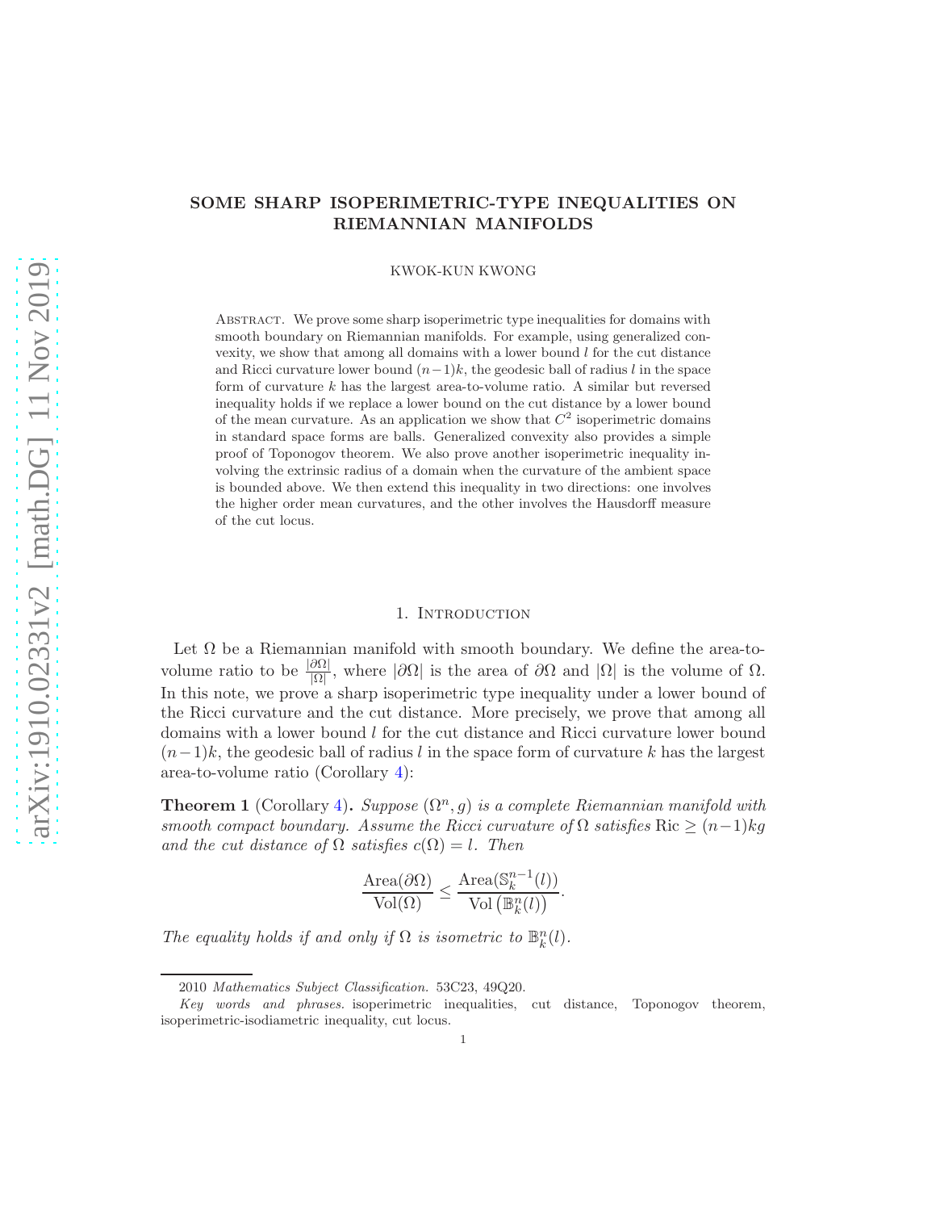# SOME SHARP ISOPERIMETRIC-TYPE INEQUALITIES ON RIEMANNIAN MANIFOLDS

KWOK-KUN KWONG

Abstract. We prove some sharp isoperimetric type inequalities for domains with smooth boundary on Riemannian manifolds. For example, using generalized convexity, we show that among all domains with a lower bound $l$ for the cut distance and Ricci curvature lower bound $(n-1)k$, the geodesic ball of radius $l$ in the space form of curvature $k$ has the largest area-to-volume ratio. A similar but reversed inequality holds if we replace a lower bound on the cut distance by a lower bound of the mean curvature. As an application we show that $C^2$ isoperimetric domains in standard space forms are balls. Generalized convexity also provides a simple proof of Toponogov theorem. We also prove another isoperimetric inequality involving the extrinsic radius of a domain when the curvature of the ambient space is bounded above. We then extend this inequality in two directions: one involves the higher order mean curvatures, and the other involves the Hausdorff measure of the cut locus.

## 1. Introduction

Let $\Omega$ be a Riemannian manifold with smooth boundary. We define the area-to-volume ratio to be $\frac{|\partial\Omega|}{|\Omega|}$, where $|\partial\Omega|$ is the area of $\partial\Omega$ and $|\Omega|$ is the volume of $\Omega$. In this note, we prove a sharp isoperimetric type inequality under a lower bound of the Ricci curvature and the cut distance. More precisely, we prove that among all domains with a lower bound $l$ for the cut distance and Ricci curvature lower bound $(n-1)k$, the geodesic ball of radius $l$ in the space form of curvature $k$ has the largest area-to-volume ratio (Corollary 4):

**Theorem 1** (Corollary 4)**.** *Suppose $(\Omega^n, g)$ is a complete Riemannian manifold with smooth compact boundary. Assume the Ricci curvature of $\Omega$ satisfies $\mathrm{Ric} \geq (n-1)kg$ and the cut distance of $\Omega$ satisfies $c(\Omega) = l$. Then*

$$\frac{\mathrm{Area}(\partial\Omega)}{\mathrm{Vol}(\Omega)} \leq \frac{\mathrm{Area}(\mathbb{S}^{n-1}_k(l))}{\mathrm{Vol}\left(\mathbb{B}^n_k(l)\right)}.$$

*The equality holds if and only if $\Omega$ is isometric to $\mathbb{B}^n_k(l)$.*

2010 *Mathematics Subject Classification.* 53C23, 49Q20.

*Key words and phrases.* isoperimetric inequalities, cut distance, Toponogov theorem, isoperimetric-isodiametric inequality, cut locus.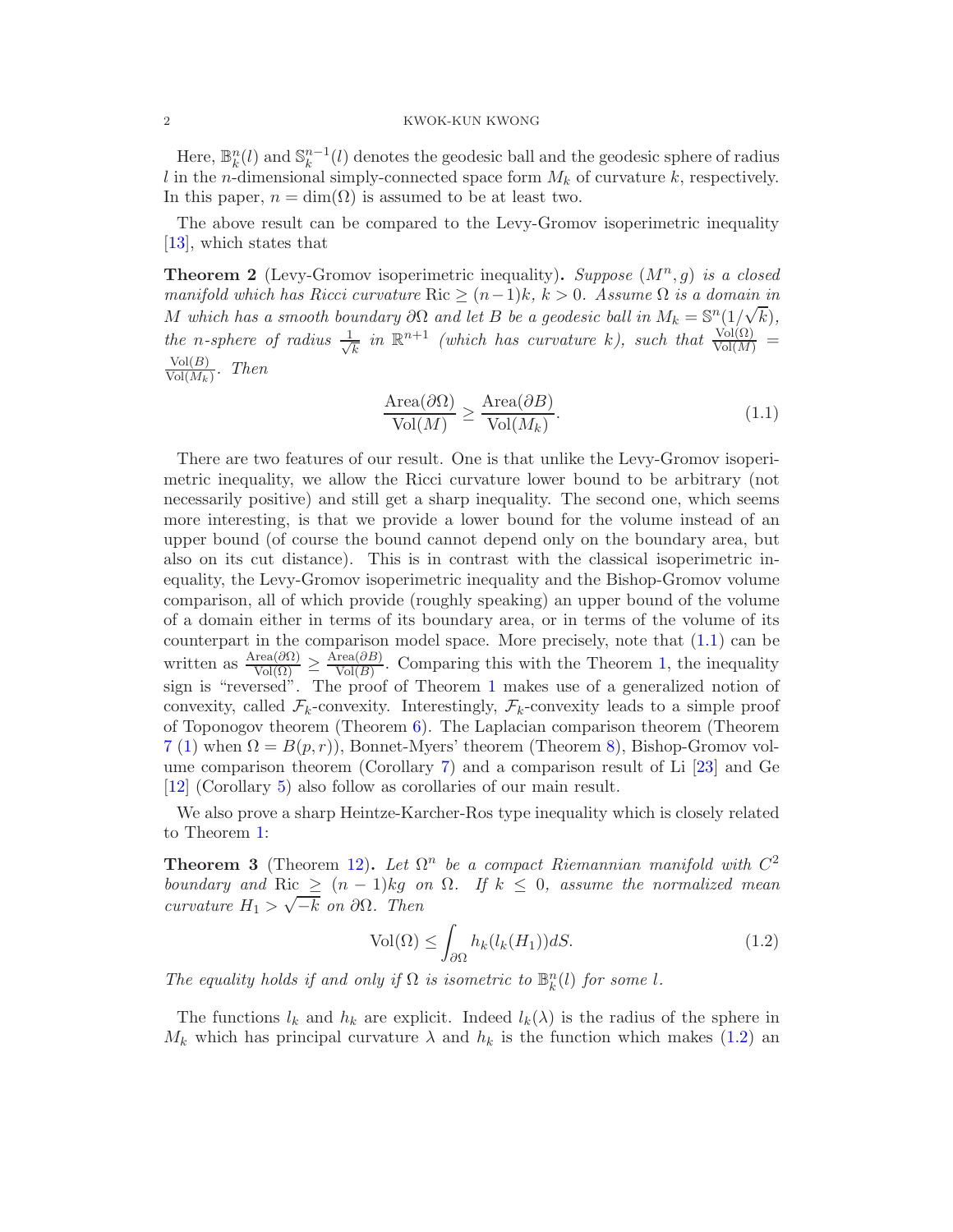Here, $\mathbb{B}_k^n(l)$ and $\mathbb{S}_k^{n-1}(l)$ denotes the geodesic ball and the geodesic sphere of radius $l$ in the $n$-dimensional simply-connected space form $M_k$ of curvature $k$, respectively. In this paper, $n = \dim(\Omega)$ is assumed to be at least two.

The above result can be compared to the Levy-Gromov isoperimetric inequality [13], which states that

**Theorem 2** (Levy-Gromov isoperimetric inequality). *Suppose $(M^n, g)$ is a closed manifold which has Ricci curvature $\mathrm{Ric} \geq (n-1)k$, $k > 0$. Assume $\Omega$ is a domain in $M$ which has a smooth boundary $\partial\Omega$ and let $B$ be a geodesic ball in $M_k = \mathbb{S}^n(1/\sqrt{k})$, the $n$-sphere of radius $\frac{1}{\sqrt{k}}$ in $\mathbb{R}^{n+1}$ (which has curvature $k$), such that $\frac{\mathrm{Vol}(\Omega)}{\mathrm{Vol}(M)} = \frac{\mathrm{Vol}(B)}{\mathrm{Vol}(M_k)}$. Then*

$$\frac{\mathrm{Area}(\partial\Omega)}{\mathrm{Vol}(M)} \geq \frac{\mathrm{Area}(\partial B)}{\mathrm{Vol}(M_k)}. \tag{1.1}$$

There are two features of our result. One is that unlike the Levy-Gromov isoperimetric inequality, we allow the Ricci curvature lower bound to be arbitrary (not necessarily positive) and still get a sharp inequality. The second one, which seems more interesting, is that we provide a lower bound for the volume instead of an upper bound (of course the bound cannot depend only on the boundary area, but also on its cut distance). This is in contrast with the classical isoperimetric inequality, the Levy-Gromov isoperimetric inequality and the Bishop-Gromov volume comparison, all of which provide (roughly speaking) an upper bound of the volume of a domain either in terms of its boundary area, or in terms of the volume of its counterpart in the comparison model space. More precisely, note that (1.1) can be written as $\frac{\mathrm{Area}(\partial\Omega)}{\mathrm{Vol}(\Omega)} \geq \frac{\mathrm{Area}(\partial B)}{\mathrm{Vol}(B)}$. Comparing this with the Theorem 1, the inequality sign is "reversed". The proof of Theorem 1 makes use of a generalized notion of convexity, called $\mathcal{F}_k$-convexity. Interestingly, $\mathcal{F}_k$-convexity leads to a simple proof of Toponogov theorem (Theorem 6). The Laplacian comparison theorem (Theorem 7 (1) when $\Omega = B(p, r)$), Bonnet-Myers' theorem (Theorem 8), Bishop-Gromov volume comparison theorem (Corollary 7) and a comparison result of Li [23] and Ge [12] (Corollary 5) also follow as corollaries of our main result.

We also prove a sharp Heintze-Karcher-Ros type inequality which is closely related to Theorem 1:

**Theorem 3** (Theorem 12). *Let $\Omega^n$ be a compact Riemannian manifold with $C^2$ boundary and $\mathrm{Ric} \geq (n-1)kg$ on $\Omega$. If $k \leq 0$, assume the normalized mean curvature $H_1 > \sqrt{-k}$ on $\partial\Omega$. Then*

$$\mathrm{Vol}(\Omega) \leq \int_{\partial\Omega} h_k(l_k(H_1)) dS. \tag{1.2}$$

*The equality holds if and only if $\Omega$ is isometric to $\mathbb{B}_k^n(l)$ for some $l$.*

The functions $l_k$ and $h_k$ are explicit. Indeed $l_k(\lambda)$ is the radius of the sphere in $M_k$ which has principal curvature $\lambda$ and $h_k$ is the function which makes (1.2) an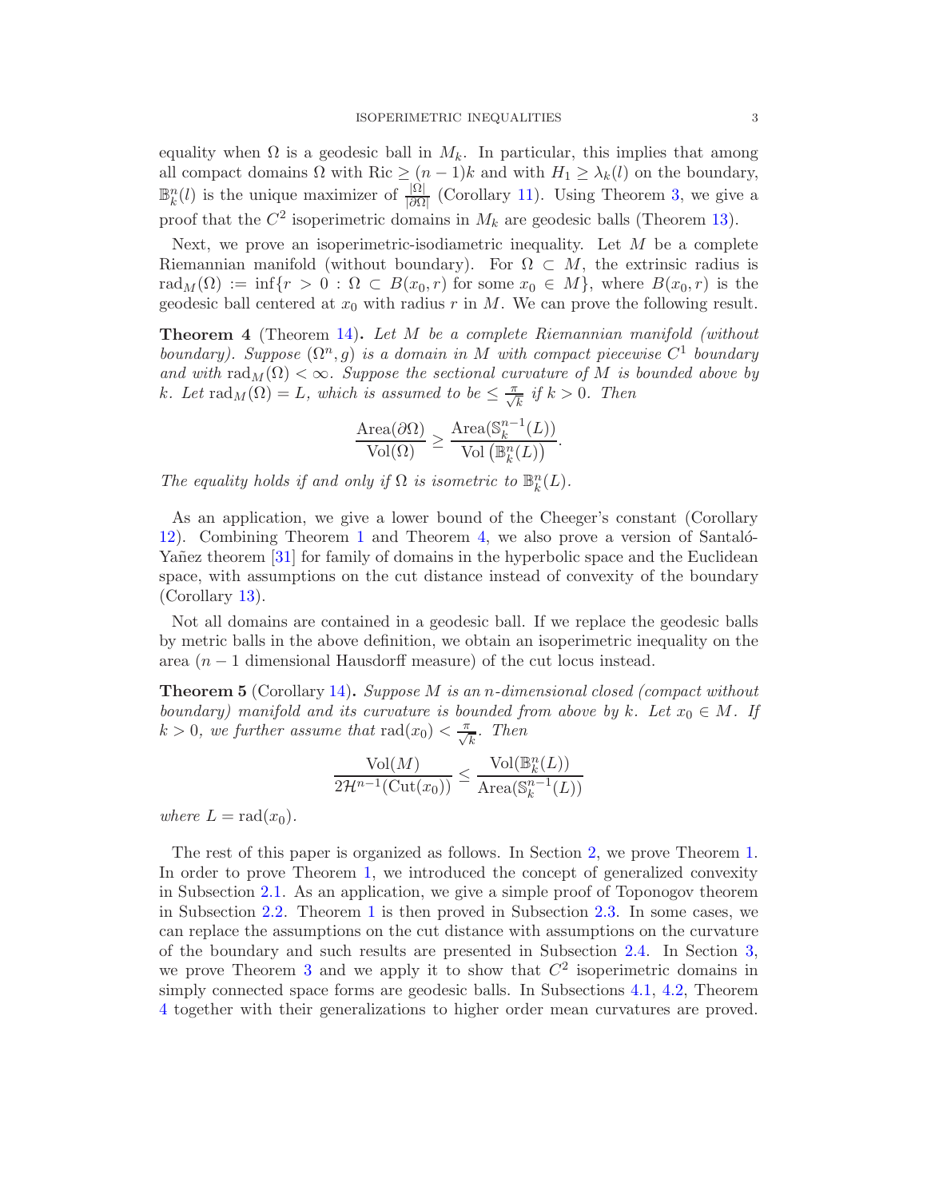equality when $\Omega$ is a geodesic ball in $M_k$. In particular, this implies that among all compact domains $\Omega$ with $\mathrm{Ric} \geq (n-1)k$ and with $H_1 \geq \lambda_k(l)$ on the boundary, $\mathbb{B}^n_k(l)$ is the unique maximizer of $\frac{|\Omega|}{|\partial\Omega|}$ (Corollary 11). Using Theorem 3, we give a proof that the $C^2$ isoperimetric domains in $M_k$ are geodesic balls (Theorem 13).

Next, we prove an isoperimetric-isodiametric inequality. Let $M$ be a complete Riemannian manifold (without boundary). For $\Omega \subset M$, the extrinsic radius is $\mathrm{rad}_M(\Omega) := \inf\{r > 0 : \Omega \subset B(x_0, r) \text{ for some } x_0 \in M\}$, where $B(x_0, r)$ is the geodesic ball centered at $x_0$ with radius $r$ in $M$. We can prove the following result.

**Theorem 4** (Theorem 14)**.** *Let $M$ be a complete Riemannian manifold (without boundary). Suppose $(\Omega^n, g)$ is a domain in $M$ with compact piecewise $C^1$ boundary and with $\mathrm{rad}_M(\Omega) < \infty$. Suppose the sectional curvature of $M$ is bounded above by $k$. Let $\mathrm{rad}_M(\Omega) = L$, which is assumed to be $\leq \frac{\pi}{\sqrt{k}}$ if $k > 0$. Then*

$$\frac{\mathrm{Area}(\partial\Omega)}{\mathrm{Vol}(\Omega)} \geq \frac{\mathrm{Area}(\mathbb{S}^{n-1}_k(L))}{\mathrm{Vol}\left(\mathbb{B}^n_k(L)\right)}.$$

*The equality holds if and only if $\Omega$ is isometric to $\mathbb{B}^n_k(L)$.*

As an application, we give a lower bound of the Cheeger's constant (Corollary 12). Combining Theorem 1 and Theorem 4, we also prove a version of Santaló-Yañez theorem [31] for family of domains in the hyperbolic space and the Euclidean space, with assumptions on the cut distance instead of convexity of the boundary (Corollary 13).

Not all domains are contained in a geodesic ball. If we replace the geodesic balls by metric balls in the above definition, we obtain an isoperimetric inequality on the area ($n-1$ dimensional Hausdorff measure) of the cut locus instead.

**Theorem 5** (Corollary 14)**.** *Suppose $M$ is an $n$-dimensional closed (compact without boundary) manifold and its curvature is bounded from above by $k$. Let $x_0 \in M$. If $k > 0$, we further assume that $\mathrm{rad}(x_0) < \frac{\pi}{\sqrt{k}}$. Then*

$$\frac{\mathrm{Vol}(M)}{2\mathcal{H}^{n-1}(\mathrm{Cut}(x_0))} \leq \frac{\mathrm{Vol}(\mathbb{B}^n_k(L))}{\mathrm{Area}(\mathbb{S}^{n-1}_k(L))}$$

*where $L = \mathrm{rad}(x_0)$.*

The rest of this paper is organized as follows. In Section 2, we prove Theorem 1. In order to prove Theorem 1, we introduced the concept of generalized convexity in Subsection 2.1. As an application, we give a simple proof of Toponogov theorem in Subsection 2.2. Theorem 1 is then proved in Subsection 2.3. In some cases, we can replace the assumptions on the cut distance with assumptions on the curvature of the boundary and such results are presented in Subsection 2.4. In Section 3, we prove Theorem 3 and we apply it to show that $C^2$ isoperimetric domains in simply connected space forms are geodesic balls. In Subsections 4.1, 4.2, Theorem 4 together with their generalizations to higher order mean curvatures are proved.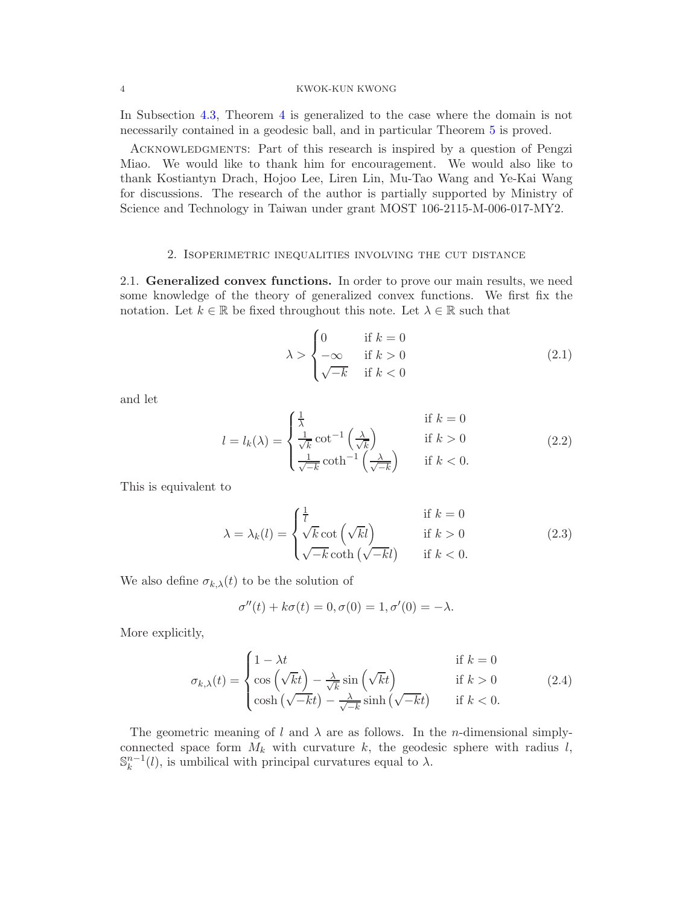In Subsection 4.3, Theorem 4 is generalized to the case where the domain is not necessarily contained in a geodesic ball, and in particular Theorem 5 is proved.

Acknowledgments: Part of this research is inspired by a question of Pengzi Miao. We would like to thank him for encouragement. We would also like to thank Kostiantyn Drach, Hojoo Lee, Liren Lin, Mu-Tao Wang and Ye-Kai Wang for discussions. The research of the author is partially supported by Ministry of Science and Technology in Taiwan under grant MOST 106-2115-M-006-017-MY2.

## 2. Isoperimetric inequalities involving the cut distance

**2.1. Generalized convex functions.** In order to prove our main results, we need some knowledge of the theory of generalized convex functions. We first fix the notation. Let $k \in \mathbb{R}$ be fixed throughout this note. Let $\lambda \in \mathbb{R}$ such that

$$\lambda > \begin{cases} 0 & \text{if } k = 0 \\ -\infty & \text{if } k > 0 \\ \sqrt{-k} & \text{if } k < 0 \end{cases} \tag{2.1}$$

and let

$$l = l_k(\lambda) = \begin{cases} \frac{1}{\lambda} & \text{if } k = 0 \\ \frac{1}{\sqrt{k}} \cot^{-1}\left(\frac{\lambda}{\sqrt{k}}\right) & \text{if } k > 0 \\ \frac{1}{\sqrt{-k}} \coth^{-1}\left(\frac{\lambda}{\sqrt{-k}}\right) & \text{if } k < 0. \end{cases} \tag{2.2}$$

This is equivalent to

$$\lambda = \lambda_k(l) = \begin{cases} \frac{1}{l} & \text{if } k = 0 \\ \sqrt{k} \cot\left(\sqrt{k} l\right) & \text{if } k > 0 \\ \sqrt{-k} \coth\left(\sqrt{-k} l\right) & \text{if } k < 0. \end{cases} \tag{2.3}$$

We also define $\sigma_{k,\lambda}(t)$ to be the solution of

$$\sigma''(t) + k\sigma(t) = 0, \sigma(0) = 1, \sigma'(0) = -\lambda.$$

More explicitly,

$$\sigma_{k,\lambda}(t) = \begin{cases} 1 - \lambda t & \text{if } k = 0 \\ \cos\left(\sqrt{k} t\right) - \frac{\lambda}{\sqrt{k}} \sin\left(\sqrt{k} t\right) & \text{if } k > 0 \\ \cosh\left(\sqrt{-k} t\right) - \frac{\lambda}{\sqrt{-k}} \sinh\left(\sqrt{-k} t\right) & \text{if } k < 0. \end{cases} \tag{2.4}$$

The geometric meaning of $l$ and $\lambda$ are as follows. In the $n$-dimensional simply-connected space form $M_k$ with curvature $k$, the geodesic sphere with radius $l$, $\mathbb{S}_k^{n-1}(l)$, is umbilical with principal curvatures equal to $\lambda$.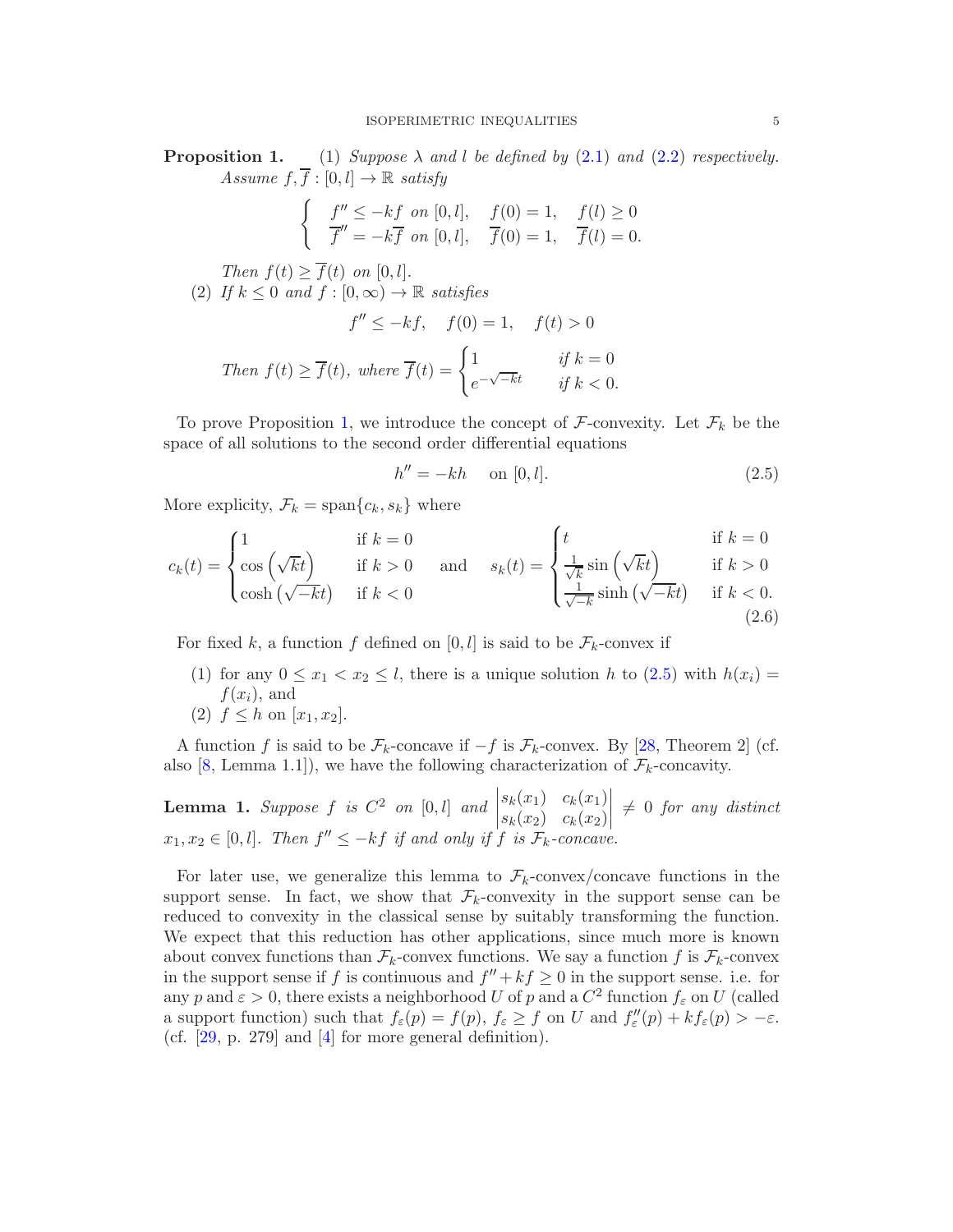**Proposition 1.** (1) *Suppose $\lambda$ and $l$ be defined by (2.1) and (2.2) respectively. Assume $f, \overline{f} : [0, l] \to \mathbb{R}$ satisfy*

$$
\begin{cases}
f'' \le -kf \ \text{ on } [0,l], & f(0) = 1, \quad f(l) \ge 0 \\
\overline{f}'' = -k\overline{f} \ \text{ on } [0,l], & \overline{f}(0) = 1, \quad \overline{f}(l) = 0.
\end{cases}
$$

*Then $f(t) \ge \overline{f}(t)$ on $[0, l]$.*

(2) *If $k \le 0$ and $f : [0, \infty) \to \mathbb{R}$ satisfies*

$$
f'' \le -kf, \quad f(0) = 1, \quad f(t) > 0
$$

*Then $f(t) \ge \overline{f}(t)$, where* $\overline{f}(t) = \begin{cases} 1 & \text{if } k = 0 \\ e^{-\sqrt{-k}t} & \text{if } k < 0. \end{cases}$

To prove Proposition 1, we introduce the concept of $\mathcal{F}$-convexity. Let $\mathcal{F}_k$ be the space of all solutions to the second order differential equations

$$
h'' = -kh \quad \text{ on } [0, l]. \tag{2.5}
$$

More explicity, $\mathcal{F}_k = \operatorname{span}\{c_k, s_k\}$ where

$$
c_k(t) = \begin{cases} 1 & \text{if } k = 0 \\ \cos\left(\sqrt{k}t\right) & \text{if } k > 0 \\ \cosh\left(\sqrt{-k}t\right) & \text{if } k < 0 \end{cases} \quad \text{and} \quad s_k(t) = \begin{cases} t & \text{if } k = 0 \\ \frac{1}{\sqrt{k}} \sin\left(\sqrt{k}t\right) & \text{if } k > 0 \\ \frac{1}{\sqrt{-k}} \sinh\left(\sqrt{-k}t\right) & \text{if } k < 0. \end{cases} \tag{2.6}
$$

For fixed $k$, a function $f$ defined on $[0, l]$ is said to be $\mathcal{F}_k$-convex if

1. for any $0 \le x_1 < x_2 \le l$, there is a unique solution $h$ to (2.5) with $h(x_i) = f(x_i)$, and
2. $f \le h$ on $[x_1, x_2]$.

A function $f$ is said to be $\mathcal{F}_k$-concave if $-f$ is $\mathcal{F}_k$-convex. By [28, Theorem 2] (cf. also [8, Lemma 1.1]), we have the following characterization of $\mathcal{F}_k$-concavity.

**Lemma 1.** *Suppose $f$ is $C^2$ on $[0, l]$ and $\begin{vmatrix} s_k(x_1) & c_k(x_1) \\ s_k(x_2) & c_k(x_2) \end{vmatrix} \ne 0$ for any distinct $x_1, x_2 \in [0, l]$. Then $f'' \le -kf$ if and only if $f$ is $\mathcal{F}_k$-concave.*

For later use, we generalize this lemma to $\mathcal{F}_k$-convex/concave functions in the support sense. In fact, we show that $\mathcal{F}_k$-convexity in the support sense can be reduced to convexity in the classical sense by suitably transforming the function. We expect that this reduction has other applications, since much more is known about convex functions than $\mathcal{F}_k$-convex functions. We say a function $f$ is $\mathcal{F}_k$-convex in the support sense if $f$ is continuous and $f'' + kf \ge 0$ in the support sense. i.e. for any $p$ and $\varepsilon > 0$, there exists a neighborhood $U$ of $p$ and a $C^2$ function $f_\varepsilon$ on $U$ (called a support function) such that $f_\varepsilon(p) = f(p)$, $f_\varepsilon \ge f$ on $U$ and $f_\varepsilon''(p) + kf_\varepsilon(p) > -\varepsilon$. (cf. [29, p. 279] and [4] for more general definition).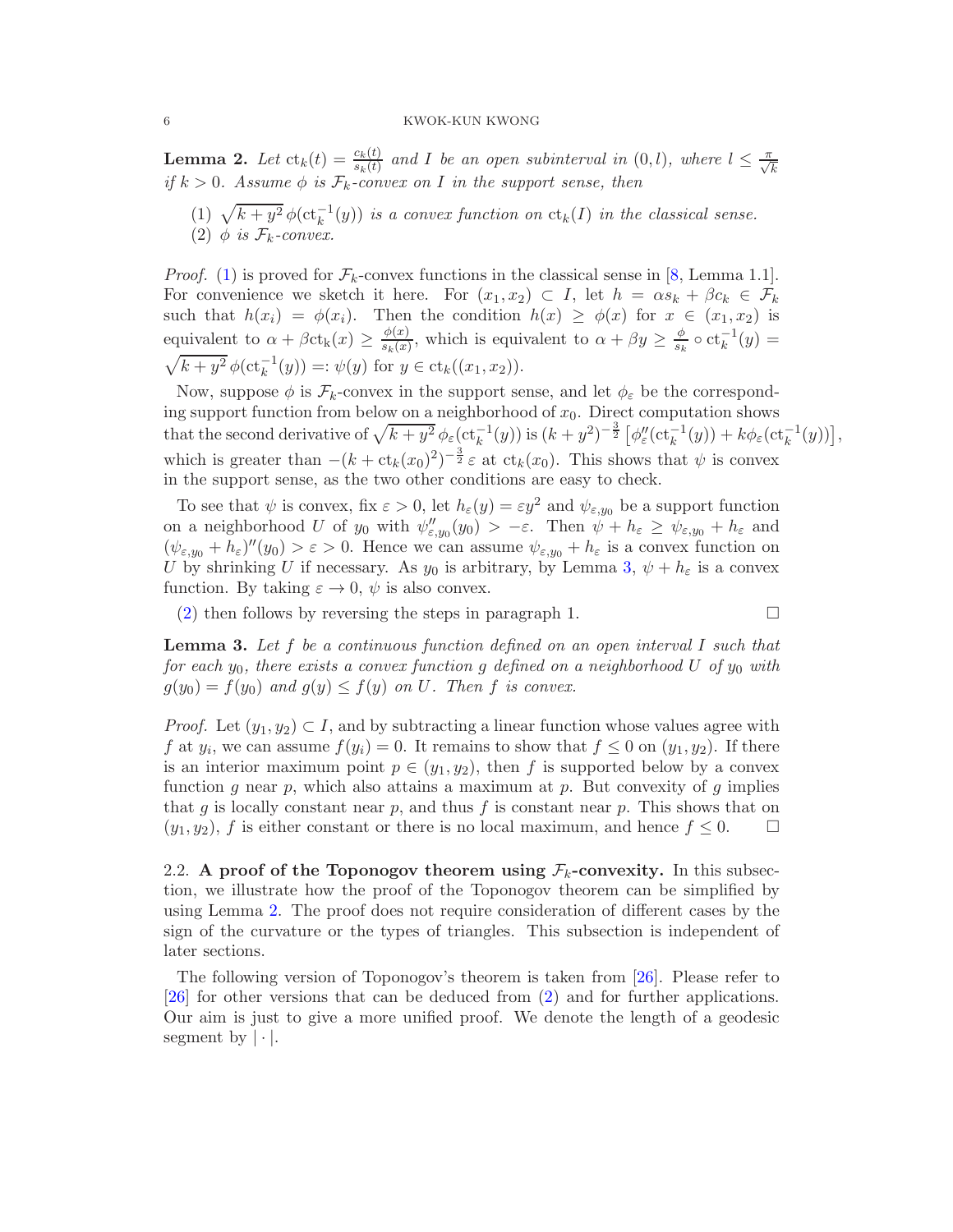**Lemma 2.** *Let* $\mathrm{ct}_k(t) = \frac{c_k(t)}{s_k(t)}$ *and* $I$ *be an open subinterval in* $(0, l)$*, where* $l \leq \frac{\pi}{\sqrt{k}}$ *if* $k > 0$*. Assume* $\phi$ *is* $\mathcal{F}_k$*-convex on* $I$ *in the support sense, then*

(1) $\sqrt{k+y^2}\,\phi(\mathrm{ct}_k^{-1}(y))$ *is a convex function on* $\mathrm{ct}_k(I)$ *in the classical sense.*
(2) $\phi$ *is* $\mathcal{F}_k$*-convex.*

*Proof.* (1) is proved for $\mathcal{F}_k$-convex functions in the classical sense in [8, Lemma 1.1]. For convenience we sketch it here. For $(x_1, x_2) \subset I$, let $h = \alpha s_k + \beta c_k \in \mathcal{F}_k$ such that $h(x_i) = \phi(x_i)$. Then the condition $h(x) \geq \phi(x)$ for $x \in (x_1, x_2)$ is equivalent to $\alpha + \beta \mathrm{ct}_k(x) \geq \frac{\phi(x)}{s_k(x)}$, which is equivalent to $\alpha + \beta y \geq \frac{\phi}{s_k} \circ \mathrm{ct}_k^{-1}(y) = \sqrt{k+y^2}\,\phi(\mathrm{ct}_k^{-1}(y)) =: \psi(y)$ for $y \in \mathrm{ct}_k((x_1, x_2))$.

Now, suppose $\phi$ is $\mathcal{F}_k$-convex in the support sense, and let $\phi_\varepsilon$ be the corresponding support function from below on a neighborhood of $x_0$. Direct computation shows that the second derivative of $\sqrt{k+y^2}\,\phi_\varepsilon(\mathrm{ct}_k^{-1}(y))$ is $(k+y^2)^{-\frac{3}{2}}\left[\phi_\varepsilon''(\mathrm{ct}_k^{-1}(y)) + k\phi_\varepsilon(\mathrm{ct}_k^{-1}(y))\right]$, which is greater than $-(k+\mathrm{ct}_k(x_0)^2)^{-\frac{3}{2}}\,\varepsilon$ at $\mathrm{ct}_k(x_0)$. This shows that $\psi$ is convex in the support sense, as the two other conditions are easy to check.

To see that $\psi$ is convex, fix $\varepsilon > 0$, let $h_\varepsilon(y) = \varepsilon y^2$ and $\psi_{\varepsilon, y_0}$ be a support function on a neighborhood $U$ of $y_0$ with $\psi_{\varepsilon,y_0}''(y_0) > -\varepsilon$. Then $\psi + h_\varepsilon \geq \psi_{\varepsilon,y_0} + h_\varepsilon$ and $(\psi_{\varepsilon,y_0} + h_\varepsilon)''(y_0) > \varepsilon > 0$. Hence we can assume $\psi_{\varepsilon,y_0} + h_\varepsilon$ is a convex function on $U$ by shrinking $U$ if necessary. As $y_0$ is arbitrary, by Lemma 3, $\psi + h_\varepsilon$ is a convex function. By taking $\varepsilon \to 0$, $\psi$ is also convex.

(2) then follows by reversing the steps in paragraph 1. $\square$

**Lemma 3.** *Let* $f$ *be a continuous function defined on an open interval* $I$ *such that for each* $y_0$*, there exists a convex function* $g$ *defined on a neighborhood* $U$ *of* $y_0$ *with* $g(y_0) = f(y_0)$ *and* $g(y) \leq f(y)$ *on* $U$*. Then* $f$ *is convex.*

*Proof.* Let $(y_1, y_2) \subset I$, and by subtracting a linear function whose values agree with $f$ at $y_i$, we can assume $f(y_i) = 0$. It remains to show that $f \leq 0$ on $(y_1, y_2)$. If there is an interior maximum point $p \in (y_1, y_2)$, then $f$ is supported below by a convex function $g$ near $p$, which also attains a maximum at $p$. But convexity of $g$ implies that $g$ is locally constant near $p$, and thus $f$ is constant near $p$. This shows that on $(y_1, y_2)$, $f$ is either constant or there is no local maximum, and hence $f \leq 0$. $\square$

### 2.2. A proof of the Toponogov theorem using $\mathcal{F}_k$-convexity.

In this subsection, we illustrate how the proof of the Toponogov theorem can be simplified by using Lemma 2. The proof does not require consideration of different cases by the sign of the curvature or the types of triangles. This subsection is independent of later sections.

The following version of Toponogov's theorem is taken from [26]. Please refer to [26] for other versions that can be deduced from (2) and for further applications. Our aim is just to give a more unified proof. We denote the length of a geodesic segment by $|\cdot|$.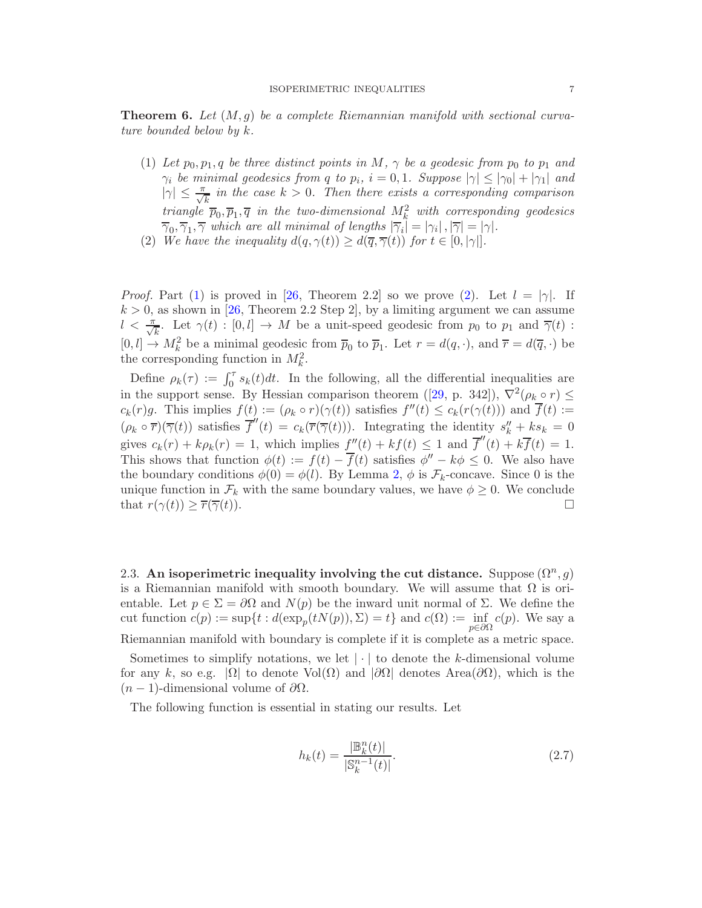**Theorem 6.** *Let $(M, g)$ be a complete Riemannian manifold with sectional curvature bounded below by $k$.*

1. *Let $p_0, p_1, q$ be three distinct points in $M$, $\gamma$ be a geodesic from $p_0$ to $p_1$ and $\gamma_i$ be minimal geodesics from $q$ to $p_i$, $i = 0, 1$. Suppose $|\gamma| \le |\gamma_0| + |\gamma_1|$ and $|\gamma| \le \frac{\pi}{\sqrt{k}}$ in the case $k > 0$. Then there exists a corresponding comparison triangle $\overline{p}_0, \overline{p}_1, \overline{q}$ in the two-dimensional $M_k^2$ with corresponding geodesics $\overline{\gamma}_0, \overline{\gamma}_1, \overline{\gamma}$ which are all minimal of lengths $|\overline{\gamma}_i| = |\gamma_i|, |\overline{\gamma}| = |\gamma|$.*
2. *We have the inequality $d(q, \gamma(t)) \ge d(\overline{q}, \overline{\gamma}(t))$ for $t \in [0, |\gamma|]$.*

*Proof.* Part (1) is proved in [26, Theorem 2.2] so we prove (2). Let $l = |\gamma|$. If $k > 0$, as shown in [26, Theorem 2.2 Step 2], by a limiting argument we can assume $l < \frac{\pi}{\sqrt{k}}$. Let $\gamma(t) : [0, l] \to M$ be a unit-speed geodesic from $p_0$ to $p_1$ and $\overline{\gamma}(t) : [0, l] \to M_k^2$ be a minimal geodesic from $\overline{p}_0$ to $\overline{p}_1$. Let $r = d(q, \cdot)$, and $\overline{r} = d(\overline{q}, \cdot)$ be the corresponding function in $M_k^2$.

Define $\rho_k(\tau) := \int_0^\tau s_k(t)dt$. In the following, all the differential inequalities are in the support sense. By Hessian comparison theorem ([29, p. 342]), $\nabla^2(\rho_k \circ r) \le c_k(r)g$. This implies $f(t) := (\rho_k \circ r)(\gamma(t))$ satisfies $f''(t) \le c_k(r(\gamma(t)))$ and $\overline{f}(t) := (\rho_k \circ \overline{r})(\overline{\gamma}(t))$ satisfies $\overline{f}''(t) = c_k(\overline{r}(\overline{\gamma}(t)))$. Integrating the identity $s_k'' + ks_k = 0$ gives $c_k(r) + k\rho_k(r) = 1$, which implies $f''(t) + kf(t) \le 1$ and $\overline{f}''(t) + k\overline{f}(t) = 1$. This shows that function $\phi(t) := f(t) - \overline{f}(t)$ satisfies $\phi'' - k\phi \le 0$. We also have the boundary conditions $\phi(0) = \phi(l)$. By Lemma 2, $\phi$ is $\mathcal{F}_k$-concave. Since 0 is the unique function in $\mathcal{F}_k$ with the same boundary values, we have $\phi \ge 0$. We conclude that $r(\gamma(t)) \ge \overline{r}(\overline{\gamma}(t))$. □

### 2.3. An isoperimetric inequality involving the cut distance.

Suppose $(\Omega^n, g)$ is a Riemannian manifold with smooth boundary. We will assume that $\Omega$ is orientable. Let $p \in \Sigma = \partial\Omega$ and $N(p)$ be the inward unit normal of $\Sigma$. We define the cut function $c(p) := \sup\{t : d(\exp_p(tN(p)), \Sigma) = t\}$ and $c(\Omega) := \inf_{p \in \partial\Omega} c(p)$. We say a Riemannian manifold with boundary is complete if it is complete as a metric space.

Sometimes to simplify notations, we let $|\cdot|$ to denote the $k$-dimensional volume for any $k$, so e.g. $|\Omega|$ to denote $\mathrm{Vol}(\Omega)$ and $|\partial\Omega|$ denotes $\mathrm{Area}(\partial\Omega)$, which is the $(n-1)$-dimensional volume of $\partial\Omega$.

The following function is essential in stating our results. Let

$$h_k(t) = \frac{|\mathbb{B}_k^n(t)|}{|\mathbb{S}_k^{n-1}(t)|}. \tag{2.7}$$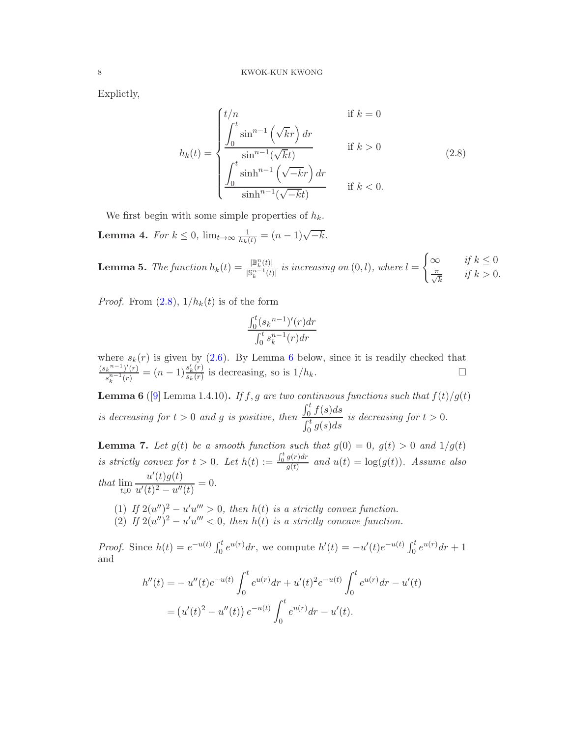Explictly,

$$
h_k(t) = \begin{cases} t/n & \text{if } k = 0 \\ \dfrac{\displaystyle\int_0^t \sin^{n-1}\left(\sqrt{k}r\right) dr}{\sin^{n-1}(\sqrt{k}t)} & \text{if } k > 0 \\ \dfrac{\displaystyle\int_0^t \sinh^{n-1}\left(\sqrt{-k}r\right) dr}{\sinh^{n-1}(\sqrt{-k}t)} & \text{if } k < 0. \end{cases} \tag{2.8}
$$

We first begin with some simple properties of $h_k$.

**Lemma 4.** *For $k \le 0$, $\lim_{t\to\infty} \frac{1}{h_k(t)} = (n-1)\sqrt{-k}$.*

**Lemma 5.** *The function $h_k(t) = \frac{|\mathbb{B}_k^n(t)|}{|\mathbb{S}_k^{n-1}(t)|}$ is increasing on $(0, l)$, where $l = \begin{cases} \infty & \text{if } k \le 0 \\ \frac{\pi}{\sqrt{k}} & \text{if } k > 0. \end{cases}$*

*Proof.* From (2.8), $1/h_k(t)$ is of the form

$$
\frac{\int_0^t ({s_k}^{n-1})'(r)dr}{\int_0^t s_k^{n-1}(r)dr}
$$

where $s_k(r)$ is given by (2.6). By Lemma 6 below, since it is readily checked that $\frac{({s_k}^{n-1})'(r)}{s_k^{n-1}(r)} = (n-1)\frac{s_k'(r)}{s_k(r)}$ is decreasing, so is $1/h_k$. $\square$

**Lemma 6** ([9] Lemma 1.4.10)**.** *If $f, g$ are two continuous functions such that $f(t)/g(t)$ is decreasing for $t > 0$ and $g$ is positive, then $\dfrac{\int_0^t f(s)ds}{\int_0^t g(s)ds}$ is decreasing for $t > 0$.*

**Lemma 7.** *Let $g(t)$ be a smooth function such that $g(0) = 0$, $g(t) > 0$ and $1/g(t)$ is strictly convex for $t > 0$. Let $h(t) := \frac{\int_0^t g(r)dr}{g(t)}$ and $u(t) = \log(g(t))$. Assume also that $\displaystyle\lim_{t\downarrow 0} \frac{u'(t)g(t)}{u'(t)^2 - u''(t)} = 0$.*

1. *If $2(u'')^2 - u'u''' > 0$, then $h(t)$ is a strictly convex function.*
2. *If $2(u'')^2 - u'u''' < 0$, then $h(t)$ is a strictly concave function.*

*Proof.* Since $h(t) = e^{-u(t)} \int_0^t e^{u(r)}dr$, we compute $h'(t) = -u'(t)e^{-u(t)}\int_0^t e^{u(r)}dr + 1$ and

$$
\begin{aligned}
h''(t) &= -u''(t)e^{-u(t)}\int_0^t e^{u(r)}dr + u'(t)^2 e^{-u(t)}\int_0^t e^{u(r)}dr - u'(t) \\
&= \left(u'(t)^2 - u''(t)\right)e^{-u(t)}\int_0^t e^{u(r)}dr - u'(t).
\end{aligned}
$$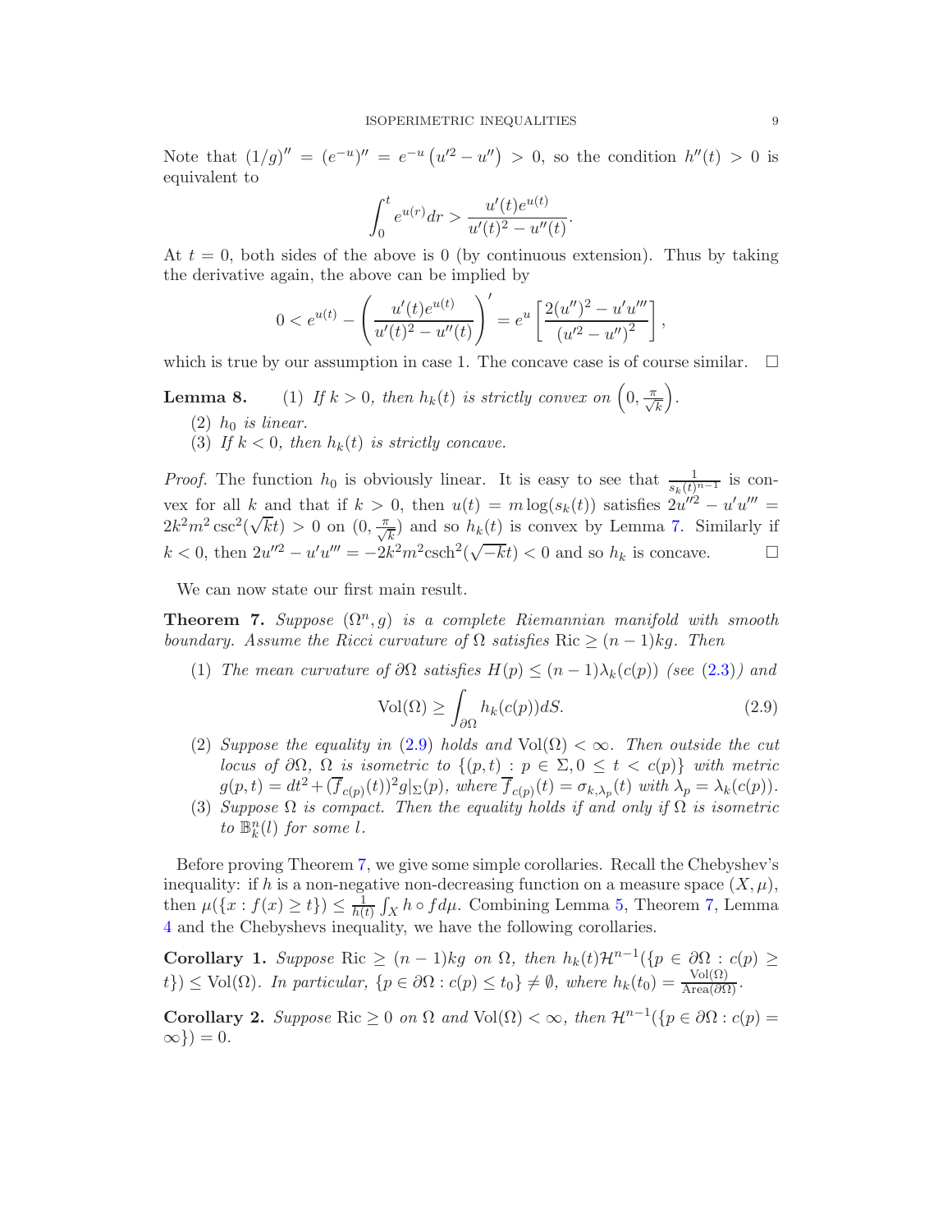Note that $(1/g)'' = (e^{-u})'' = e^{-u}\left(u'^2 - u''\right) > 0$, so the condition $h''(t) > 0$ is equivalent to

$$\int_0^t e^{u(r)} dr > \frac{u'(t)e^{u(t)}}{u'(t)^2 - u''(t)}.$$

At $t = 0$, both sides of the above is 0 (by continuous extension). Thus by taking the derivative again, the above can be implied by

$$0 < e^{u(t)} - \left(\frac{u'(t)e^{u(t)}}{u'(t)^2 - u''(t)}\right)' = e^u \left[\frac{2(u'')^2 - u'u'''}{(u'^2 - u'')^2}\right],$$

which is true by our assumption in case 1. The concave case is of course similar. $\square$

**Lemma 8.** (1) *If $k > 0$, then $h_k(t)$ is strictly convex on $\left(0, \frac{\pi}{\sqrt{k}}\right)$.*

(2) *$h_0$ is linear.*

(3) *If $k < 0$, then $h_k(t)$ is strictly concave.*

*Proof.* The function $h_0$ is obviously linear. It is easy to see that $\frac{1}{s_k(t)^{n-1}}$ is convex for all $k$ and that if $k > 0$, then $u(t) = m\log(s_k(t))$ satisfies $2u''^2 - u'u''' = 2k^2m^2\csc^2(\sqrt{k}t) > 0$ on $(0, \frac{\pi}{\sqrt{k}})$ and so $h_k(t)$ is convex by Lemma 7. Similarly if $k < 0$, then $2u''^2 - u'u''' = -2k^2m^2\text{csch}^2(\sqrt{-k}t) < 0$ and so $h_k$ is concave. $\square$

We can now state our first main result.

**Theorem 7.** *Suppose $(\Omega^n, g)$ is a complete Riemannian manifold with smooth boundary. Assume the Ricci curvature of $\Omega$ satisfies $\text{Ric} \geq (n-1)kg$. Then*

(1) *The mean curvature of $\partial\Omega$ satisfies $H(p) \leq (n-1)\lambda_k(c(p))$ (see (2.3)) and*

$$\text{Vol}(\Omega) \geq \int_{\partial\Omega} h_k(c(p))dS. \tag{2.9}$$

(2) *Suppose the equality in (2.9) holds and $\text{Vol}(\Omega) < \infty$. Then outside the cut locus of $\partial\Omega$, $\Omega$ is isometric to $\{(p,t) : p \in \Sigma, 0 \leq t < c(p)\}$ with metric $g(p,t) = dt^2 + (\overline{f}_{c(p)}(t))^2 g|_\Sigma(p)$, where $\overline{f}_{c(p)}(t) = \sigma_{k,\lambda_p}(t)$ with $\lambda_p = \lambda_k(c(p))$.*

(3) *Suppose $\Omega$ is compact. Then the equality holds if and only if $\Omega$ is isometric to $\mathbb{B}^n_k(l)$ for some $l$.*

Before proving Theorem 7, we give some simple corollaries. Recall the Chebyshev's inequality: if $h$ is a non-negative non-decreasing function on a measure space $(X, \mu)$, then $\mu(\{x : f(x) \geq t\}) \leq \frac{1}{h(t)}\int_X h \circ f d\mu$. Combining Lemma 5, Theorem 7, Lemma 4 and the Chebyshevs inequality, we have the following corollaries.

**Corollary 1.** *Suppose $\text{Ric} \geq (n-1)kg$ on $\Omega$, then $h_k(t)\mathcal{H}^{n-1}(\{p \in \partial\Omega : c(p) \geq t\}) \leq \text{Vol}(\Omega)$. In particular, $\{p \in \partial\Omega : c(p) \leq t_0\} \neq \emptyset$, where $h_k(t_0) = \frac{\text{Vol}(\Omega)}{\text{Area}(\partial\Omega)}$.*

**Corollary 2.** *Suppose $\text{Ric} \geq 0$ on $\Omega$ and $\text{Vol}(\Omega) < \infty$, then $\mathcal{H}^{n-1}(\{p \in \partial\Omega : c(p) = \infty\}) = 0$.*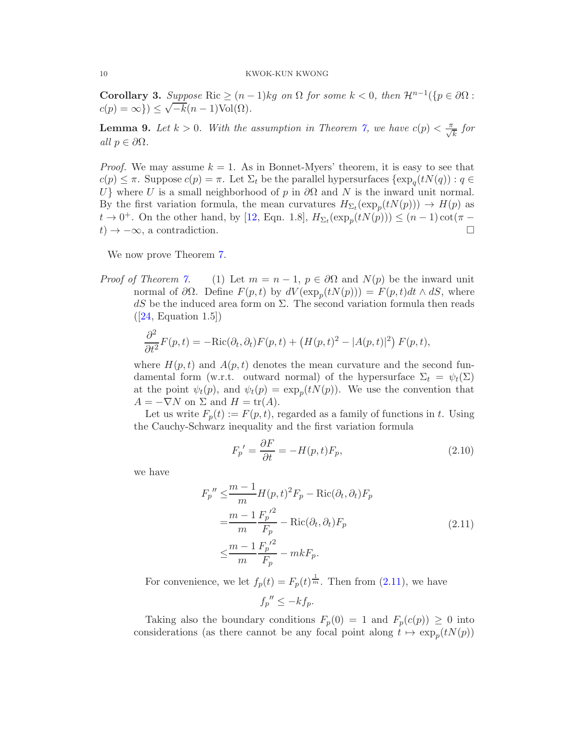**Corollary 3.** *Suppose* $\mathrm{Ric} \geq (n-1)kg$ *on* $\Omega$ *for some* $k < 0$*, then* $\mathcal{H}^{n-1}(\{p \in \partial\Omega : c(p) = \infty\}) \leq \sqrt{-k}(n-1)\mathrm{Vol}(\Omega)$.

**Lemma 9.** *Let* $k > 0$*. With the assumption in Theorem 7, we have* $c(p) < \frac{\pi}{\sqrt{k}}$ *for all* $p \in \partial\Omega$.

*Proof.* We may assume $k = 1$. As in Bonnet-Myers' theorem, it is easy to see that $c(p) \leq \pi$. Suppose $c(p) = \pi$. Let $\Sigma_t$ be the parallel hypersurfaces $\{\exp_q(tN(q)) : q \in U\}$ where $U$ is a small neighborhood of $p$ in $\partial\Omega$ and $N$ is the inward unit normal. By the first variation formula, the mean curvatures $H_{\Sigma_t}(\exp_p(tN(p))) \to H(p)$ as $t \to 0^+$. On the other hand, by [12, Eqn. 1.8], $H_{\Sigma_t}(\exp_p(tN(p))) \leq (n-1)\cot(\pi - t) \to -\infty$, a contradiction. $\square$

We now prove Theorem 7.

*Proof of Theorem 7.* (1) Let $m = n-1$, $p \in \partial\Omega$ and $N(p)$ be the inward unit normal of $\partial\Omega$. Define $F(p,t)$ by $dV(\exp_p(tN(p))) = F(p,t)dt \wedge dS$, where $dS$ be the induced area form on $\Sigma$. The second variation formula then reads ([24, Equation 1.5])

$$\frac{\partial^2}{\partial t^2}F(p,t) = -\mathrm{Ric}(\partial_t, \partial_t)F(p,t) + \left(H(p,t)^2 - |A(p,t)|^2\right)F(p,t),$$

where $H(p,t)$ and $A(p,t)$ denotes the mean curvature and the second fundamental form (w.r.t. outward normal) of the hypersurface $\Sigma_t = \psi_t(\Sigma)$ at the point $\psi_t(p)$, and $\psi_t(p) = \exp_p(tN(p))$. We use the convention that $A = -\nabla N$ on $\Sigma$ and $H = \mathrm{tr}(A)$.

Let us write $F_p(t) := F(p,t)$, regarded as a family of functions in $t$. Using the Cauchy-Schwarz inequality and the first variation formula

$$F_p{}' = \frac{\partial F}{\partial t} = -H(p,t)F_p, \tag{2.10}$$

we have

$$\begin{aligned}
F_p{}'' \leq& \frac{m-1}{m}H(p,t)^2 F_p - \mathrm{Ric}(\partial_t, \partial_t)F_p \\
=& \frac{m-1}{m}\frac{F_p{}'^2}{F_p} - \mathrm{Ric}(\partial_t, \partial_t)F_p \\
\leq& \frac{m-1}{m}\frac{F_p{}'^2}{F_p} - mkF_p.
\end{aligned} \tag{2.11}$$

For convenience, we let $f_p(t) = F_p(t)^{\frac{1}{m}}$. Then from (2.11), we have

$$f_p{}'' \leq -kf_p.$$

Taking also the boundary conditions $F_p(0) = 1$ and $F_p(c(p)) \geq 0$ into considerations (as there cannot be any focal point along $t \mapsto \exp_p(tN(p))$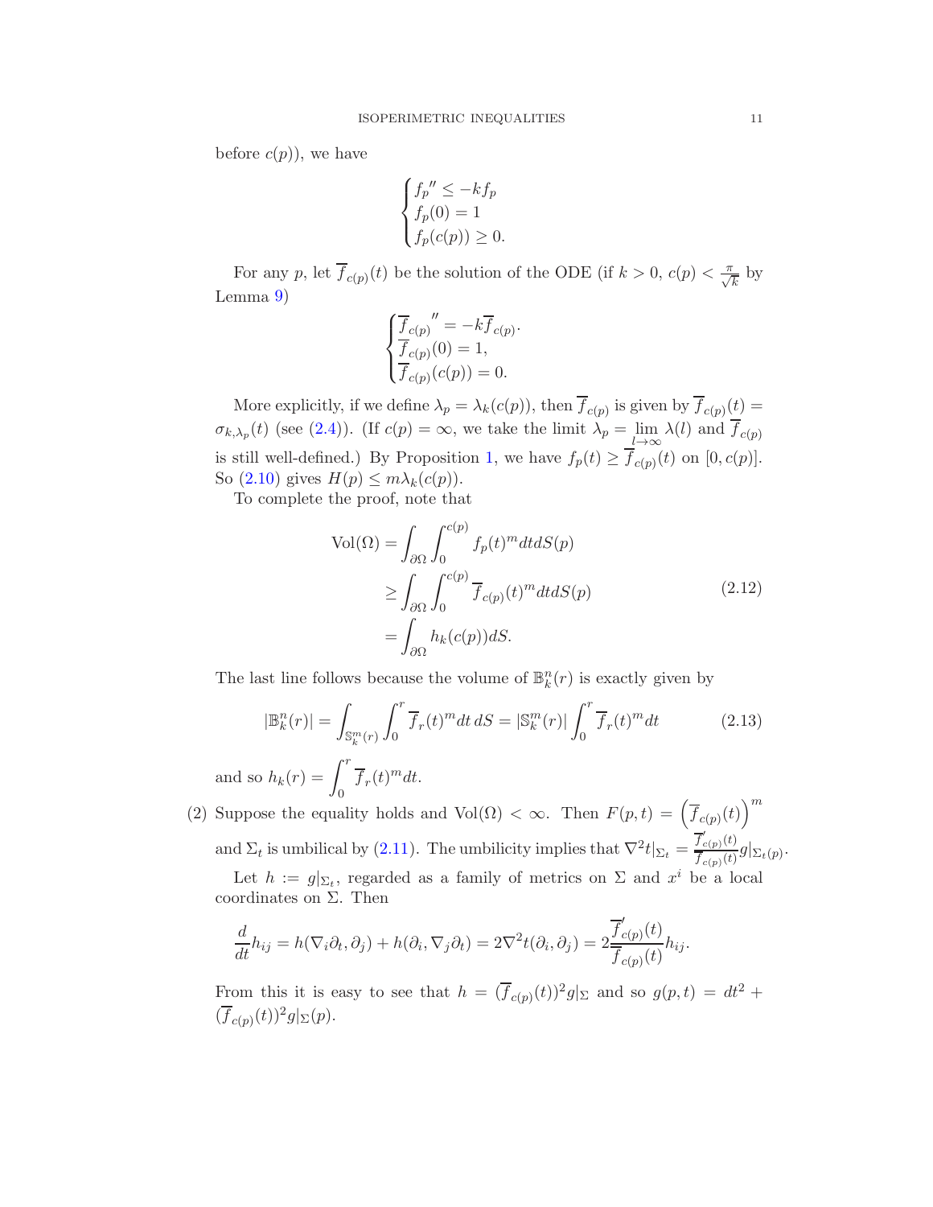before $c(p)$), we have

$$\begin{cases} f_p{}'' \le -k f_p \\ f_p(0) = 1 \\ f_p(c(p)) \ge 0. \end{cases}$$

For any $p$, let $\overline{f}_{c(p)}(t)$ be the solution of the ODE (if $k > 0$, $c(p) < \frac{\pi}{\sqrt{k}}$ by Lemma 9)

$$\begin{cases} \overline{f}_{c(p)}{}'' = -k \overline{f}_{c(p)}. \\ \overline{f}_{c(p)}(0) = 1, \\ \overline{f}_{c(p)}(c(p)) = 0. \end{cases}$$

More explicitly, if we define $\lambda_p = \lambda_k(c(p))$, then $\overline{f}_{c(p)}$ is given by $\overline{f}_{c(p)}(t) = \sigma_{k,\lambda_p}(t)$ (see (2.4)). (If $c(p) = \infty$, we take the limit $\lambda_p = \lim_{l\to\infty} \lambda(l)$ and $\overline{f}_{c(p)}$ is still well-defined.) By Proposition 1, we have $f_p(t) \ge \overline{f}_{c(p)}(t)$ on $[0, c(p)]$. So (2.10) gives $H(p) \le m\lambda_k(c(p))$.

To complete the proof, note that

$$\begin{aligned} \mathrm{Vol}(\Omega) &= \int_{\partial\Omega} \int_0^{c(p)} f_p(t)^m dt dS(p) \\ &\ge \int_{\partial\Omega} \int_0^{c(p)} \overline{f}_{c(p)}(t)^m dt dS(p) \\ &= \int_{\partial\Omega} h_k(c(p)) dS. \end{aligned} \tag{2.12}$$

The last line follows because the volume of $\mathbb{B}^n_k(r)$ is exactly given by

$$|\mathbb{B}^n_k(r)| = \int_{\mathbb{S}^m_k(r)} \int_0^r \overline{f}_r(t)^m dt\, dS = |\mathbb{S}^m_k(r)| \int_0^r \overline{f}_r(t)^m dt \tag{2.13}$$

and so $h_k(r) = \displaystyle\int_0^r \overline{f}_r(t)^m dt$.

(2) Suppose the equality holds and $\mathrm{Vol}(\Omega) < \infty$. Then $F(p,t) = \left(\overline{f}_{c(p)}(t)\right)^m$ and $\Sigma_t$ is umbilical by (2.11). The umbilicity implies that $\nabla^2 t|_{\Sigma_t} = \frac{\overline{f}'_{c(p)}(t)}{\overline{f}_{c(p)}(t)} g|_{\Sigma_t(p)}$.

Let $h := g|_{\Sigma_t}$, regarded as a family of metrics on $\Sigma$ and $x^i$ be a local coordinates on $\Sigma$. Then

$$\frac{d}{dt} h_{ij} = h(\nabla_i \partial_t, \partial_j) + h(\partial_i, \nabla_j \partial_t) = 2\nabla^2 t(\partial_i, \partial_j) = 2\frac{\overline{f}'_{c(p)}(t)}{\overline{f}_{c(p)}(t)} h_{ij}.$$

From this it is easy to see that $h = (\overline{f}_{c(p)}(t))^2 g|_\Sigma$ and so $g(p,t) = dt^2 + (\overline{f}_{c(p)}(t))^2 g|_\Sigma(p)$.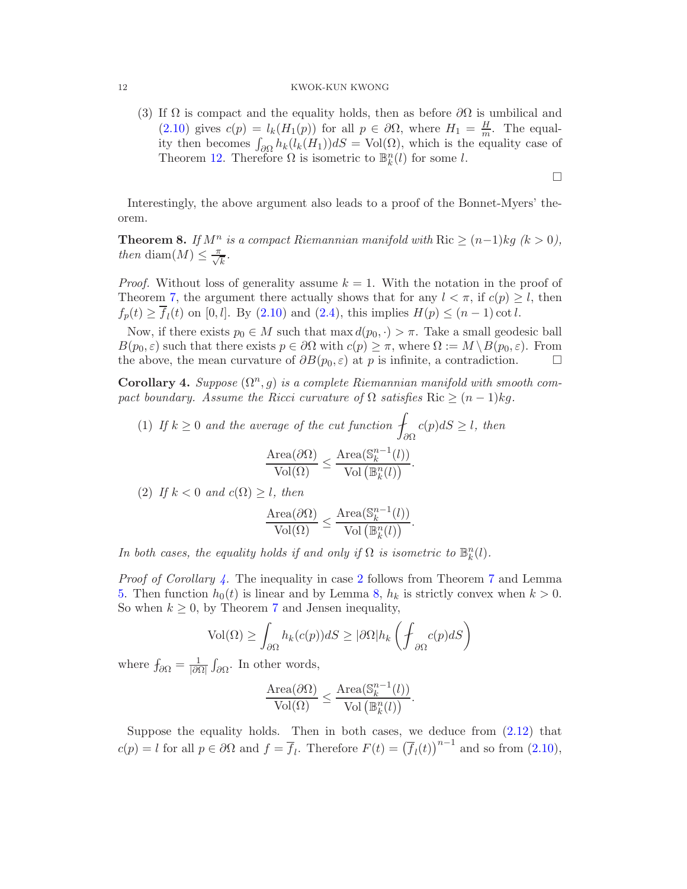(3) If $\Omega$ is compact and the equality holds, then as before $\partial\Omega$ is umbilical and (2.10) gives $c(p) = l_k(H_1(p))$ for all $p \in \partial\Omega$, where $H_1 = \frac{H}{m}$. The equality then becomes $\int_{\partial\Omega} h_k(l_k(H_1))dS = \mathrm{Vol}(\Omega)$, which is the equality case of Theorem 12. Therefore $\Omega$ is isometric to $\mathbb{B}^n_k(l)$ for some $l$.

□

Interestingly, the above argument also leads to a proof of the Bonnet-Myers' theorem.

**Theorem 8.** *If $M^n$ is a compact Riemannian manifold with $\mathrm{Ric} \geq (n-1)kg$ ($k > 0$), then $\mathrm{diam}(M) \leq \frac{\pi}{\sqrt{k}}$.*

*Proof.* Without loss of generality assume $k = 1$. With the notation in the proof of Theorem 7, the argument there actually shows that for any $l < \pi$, if $c(p) \geq l$, then $f_p(t) \geq \overline{f}_l(t)$ on $[0, l]$. By (2.10) and (2.4), this implies $H(p) \leq (n-1)\cot l$.

Now, if there exists $p_0 \in M$ such that $\max d(p_0, \cdot) > \pi$. Take a small geodesic ball $B(p_0, \varepsilon)$ such that there exists $p \in \partial\Omega$ with $c(p) \geq \pi$, where $\Omega := M \setminus B(p_0, \varepsilon)$. From the above, the mean curvature of $\partial B(p_0, \varepsilon)$ at $p$ is infinite, a contradiction. □

**Corollary 4.** *Suppose $(\Omega^n, g)$ is a complete Riemannian manifold with smooth compact boundary. Assume the Ricci curvature of $\Omega$ satisfies $\mathrm{Ric} \geq (n-1)kg$.*

(1) *If $k \geq 0$ and the average of the cut function $\fint_{\partial\Omega} c(p)dS \geq l$, then*
$$\frac{\mathrm{Area}(\partial\Omega)}{\mathrm{Vol}(\Omega)} \leq \frac{\mathrm{Area}(\mathbb{S}^{n-1}_k(l))}{\mathrm{Vol}\left(\mathbb{B}^n_k(l)\right)}.$$

(2) *If $k < 0$ and $c(\Omega) \geq l$, then*
$$\frac{\mathrm{Area}(\partial\Omega)}{\mathrm{Vol}(\Omega)} \leq \frac{\mathrm{Area}(\mathbb{S}^{n-1}_k(l))}{\mathrm{Vol}\left(\mathbb{B}^n_k(l)\right)}.$$

*In both cases, the equality holds if and only if $\Omega$ is isometric to $\mathbb{B}^n_k(l)$.*

*Proof of Corollary 4.* The inequality in case 2 follows from Theorem 7 and Lemma 5. Then function $h_0(t)$ is linear and by Lemma 8, $h_k$ is strictly convex when $k > 0$. So when $k \geq 0$, by Theorem 7 and Jensen inequality,
$$\mathrm{Vol}(\Omega) \geq \int_{\partial\Omega} h_k(c(p))dS \geq |\partial\Omega| h_k\left(\fint_{\partial\Omega} c(p)dS\right)$$
where $\fint_{\partial\Omega} = \frac{1}{|\partial\Omega|}\int_{\partial\Omega}$. In other words,
$$\frac{\mathrm{Area}(\partial\Omega)}{\mathrm{Vol}(\Omega)} \leq \frac{\mathrm{Area}(\mathbb{S}^{n-1}_k(l))}{\mathrm{Vol}\left(\mathbb{B}^n_k(l)\right)}.$$

Suppose the equality holds. Then in both cases, we deduce from (2.12) that $c(p) = l$ for all $p \in \partial\Omega$ and $f = \overline{f}_l$. Therefore $F(t) = \left(\overline{f}_l(t)\right)^{n-1}$ and so from (2.10),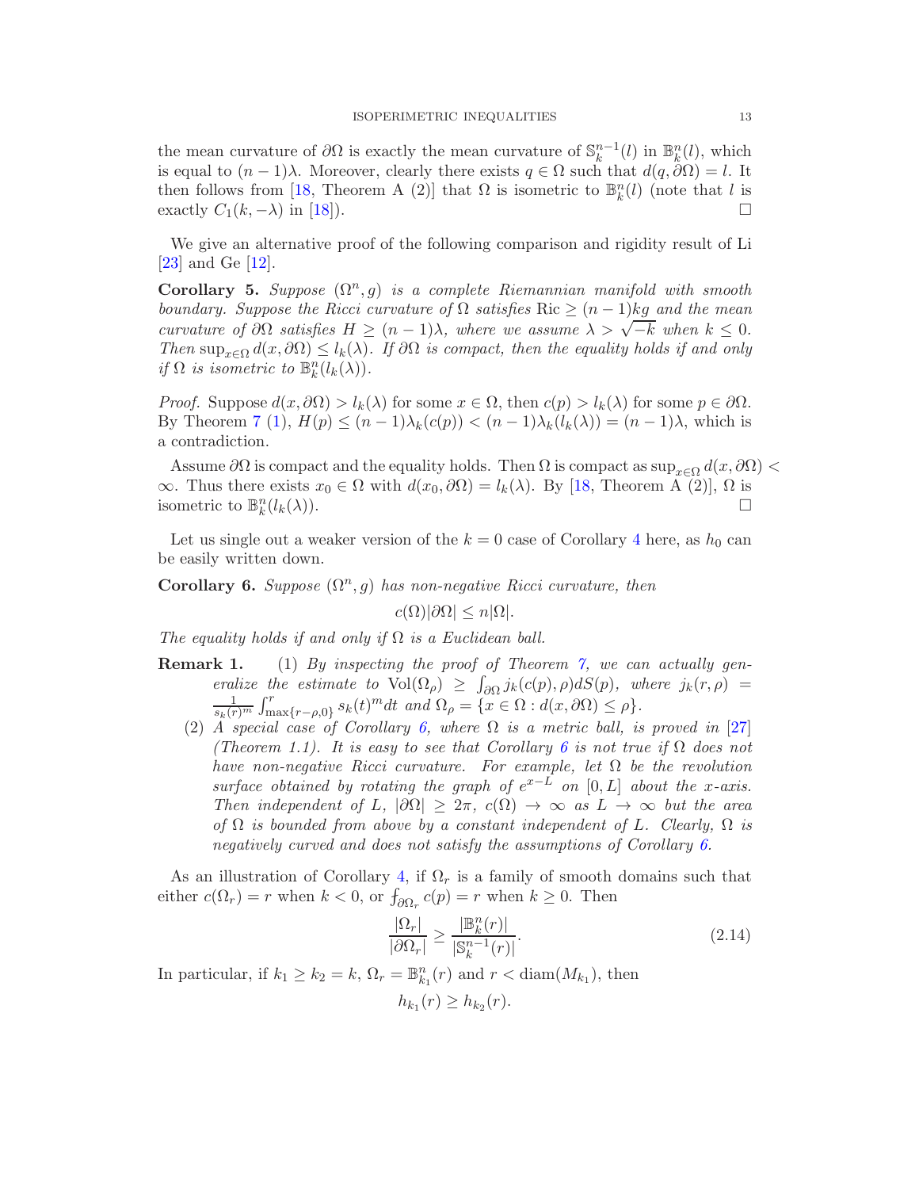the mean curvature of $\partial\Omega$ is exactly the mean curvature of $\mathbb{S}_k^{n-1}(l)$ in $\mathbb{B}_k^n(l)$, which is equal to $(n-1)\lambda$. Moreover, clearly there exists $q \in \Omega$ such that $d(q, \partial\Omega) = l$. It then follows from [18, Theorem A (2)] that $\Omega$ is isometric to $\mathbb{B}_k^n(l)$ (note that $l$ is exactly $C_1(k, -\lambda)$ in [18]). $\square$

We give an alternative proof of the following comparison and rigidity result of Li [23] and Ge [12].

**Corollary 5.** *Suppose $(\Omega^n, g)$ is a complete Riemannian manifold with smooth boundary. Suppose the Ricci curvature of $\Omega$ satisfies $\mathrm{Ric} \geq (n-1)kg$ and the mean curvature of $\partial\Omega$ satisfies $H \geq (n-1)\lambda$, where we assume $\lambda > \sqrt{-k}$ when $k \leq 0$. Then $\sup_{x\in\Omega} d(x, \partial\Omega) \leq l_k(\lambda)$. If $\partial\Omega$ is compact, then the equality holds if and only if $\Omega$ is isometric to $\mathbb{B}_k^n(l_k(\lambda))$.*

*Proof.* Suppose $d(x, \partial\Omega) > l_k(\lambda)$ for some $x \in \Omega$, then $c(p) > l_k(\lambda)$ for some $p \in \partial\Omega$. By Theorem 7 (1), $H(p) \leq (n-1)\lambda_k(c(p)) < (n-1)\lambda_k(l_k(\lambda)) = (n-1)\lambda$, which is a contradiction.

Assume $\partial\Omega$ is compact and the equality holds. Then $\Omega$ is compact as $\sup_{x\in\Omega} d(x, \partial\Omega) < \infty$. Thus there exists $x_0 \in \Omega$ with $d(x_0, \partial\Omega) = l_k(\lambda)$. By [18, Theorem A (2)], $\Omega$ is isometric to $\mathbb{B}_k^n(l_k(\lambda))$. $\square$

Let us single out a weaker version of the $k = 0$ case of Corollary 4 here, as $h_0$ can be easily written down.

**Corollary 6.** *Suppose $(\Omega^n, g)$ has non-negative Ricci curvature, then*

$$c(\Omega)|\partial\Omega| \leq n|\Omega|.$$

*The equality holds if and only if $\Omega$ is a Euclidean ball.*

**Remark 1.** (1) *By inspecting the proof of Theorem 7, we can actually generalize the estimate to $\mathrm{Vol}(\Omega_\rho) \geq \int_{\partial\Omega} j_k(c(p), \rho) dS(p)$, where $j_k(r, \rho) = \frac{1}{s_k(r)^m} \int_{\max\{r-\rho, 0\}}^r s_k(t)^m dt$ and $\Omega_\rho = \{x \in \Omega : d(x, \partial\Omega) \leq \rho\}$.*

(2) *A special case of Corollary 6, where $\Omega$ is a metric ball, is proved in [27] (Theorem 1.1). It is easy to see that Corollary 6 is not true if $\Omega$ does not have non-negative Ricci curvature. For example, let $\Omega$ be the revolution surface obtained by rotating the graph of $e^{x-L}$ on $[0, L]$ about the $x$-axis. Then independent of $L$, $|\partial\Omega| \geq 2\pi$, $c(\Omega) \to \infty$ as $L \to \infty$ but the area of $\Omega$ is bounded from above by a constant independent of $L$. Clearly, $\Omega$ is negatively curved and does not satisfy the assumptions of Corollary 6.*

As an illustration of Corollary 4, if $\Omega_r$ is a family of smooth domains such that either $c(\Omega_r) = r$ when $k < 0$, or $\fint_{\partial\Omega_r} c(p) = r$ when $k \geq 0$. Then

$$\frac{|\Omega_r|}{|\partial\Omega_r|} \geq \frac{|\mathbb{B}_k^n(r)|}{|\mathbb{S}_k^{n-1}(r)|}. \tag{2.14}$$

In particular, if $k_1 \geq k_2 = k$, $\Omega_r = \mathbb{B}_{k_1}^n(r)$ and $r < \mathrm{diam}(M_{k_1})$, then

$$h_{k_1}(r) \geq h_{k_2}(r).$$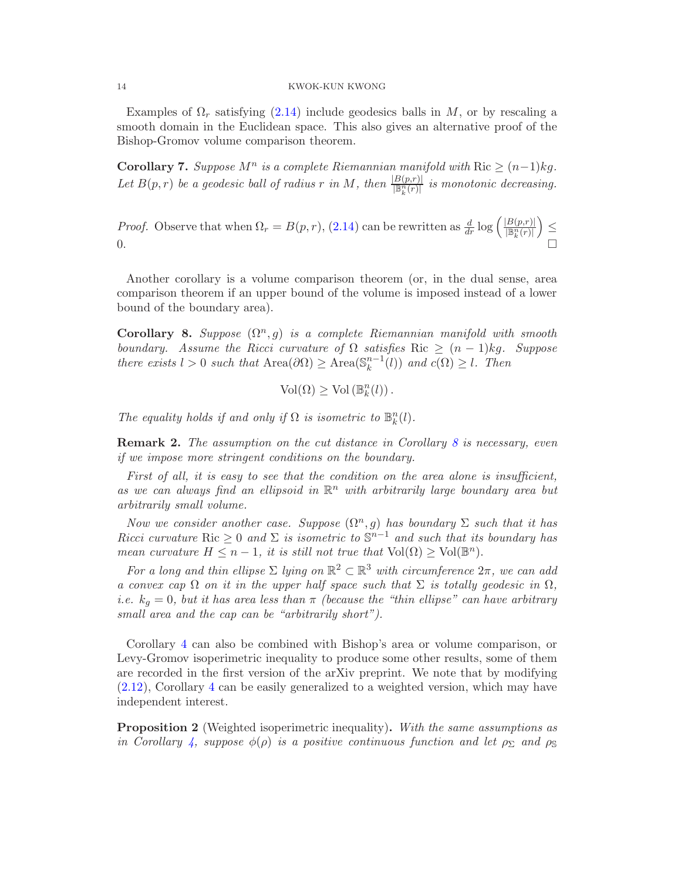Examples of $\Omega_r$ satisfying (2.14) include geodesics balls in $M$, or by rescaling a smooth domain in the Euclidean space. This also gives an alternative proof of the Bishop-Gromov volume comparison theorem.

**Corollary 7.** *Suppose $M^n$ is a complete Riemannian manifold with $\mathrm{Ric} \geq (n-1)kg$. Let $B(p,r)$ be a geodesic ball of radius $r$ in $M$, then $\frac{|B(p,r)|}{|\mathbb{B}_k^n(r)|}$ is monotonic decreasing.*

*Proof.* Observe that when $\Omega_r = B(p,r)$, (2.14) can be rewritten as $\frac{d}{dr}\log\left(\frac{|B(p,r)|}{|\mathbb{B}_k^n(r)|}\right) \leq 0$. □

Another corollary is a volume comparison theorem (or, in the dual sense, area comparison theorem if an upper bound of the volume is imposed instead of a lower bound of the boundary area).

**Corollary 8.** *Suppose $(\Omega^n, g)$ is a complete Riemannian manifold with smooth boundary. Assume the Ricci curvature of $\Omega$ satisfies $\mathrm{Ric} \geq (n-1)kg$. Suppose there exists $l > 0$ such that $\mathrm{Area}(\partial\Omega) \geq \mathrm{Area}(\mathbb{S}_k^{n-1}(l))$ and $c(\Omega) \geq l$. Then*

$$\mathrm{Vol}(\Omega) \geq \mathrm{Vol}\left(\mathbb{B}_k^n(l)\right).$$

*The equality holds if and only if $\Omega$ is isometric to $\mathbb{B}_k^n(l)$.*

**Remark 2.** *The assumption on the cut distance in Corollary 8 is necessary, even if we impose more stringent conditions on the boundary.*

*First of all, it is easy to see that the condition on the area alone is insufficient, as we can always find an ellipsoid in $\mathbb{R}^n$ with arbitrarily large boundary area but arbitrarily small volume.*

*Now we consider another case. Suppose $(\Omega^n, g)$ has boundary $\Sigma$ such that it has Ricci curvature $\mathrm{Ric} \geq 0$ and $\Sigma$ is isometric to $\mathbb{S}^{n-1}$ and such that its boundary has mean curvature $H \leq n-1$, it is still not true that $\mathrm{Vol}(\Omega) \geq \mathrm{Vol}(\mathbb{B}^n)$.*

*For a long and thin ellipse $\Sigma$ lying on $\mathbb{R}^2 \subset \mathbb{R}^3$ with circumference $2\pi$, we can add a convex cap $\Omega$ on it in the upper half space such that $\Sigma$ is totally geodesic in $\Omega$, i.e. $k_g = 0$, but it has area less than $\pi$ (because the "thin ellipse" can have arbitrary small area and the cap can be "arbitrarily short").*

Corollary 4 can also be combined with Bishop's area or volume comparison, or Levy-Gromov isoperimetric inequality to produce some other results, some of them are recorded in the first version of the arXiv preprint. We note that by modifying (2.12), Corollary 4 can be easily generalized to a weighted version, which may have independent interest.

**Proposition 2** (Weighted isoperimetric inequality)**.** *With the same assumptions as in Corollary 4, suppose $\phi(\rho)$ is a positive continuous function and let $\rho_\Sigma$ and $\rho_\mathbb{S}$*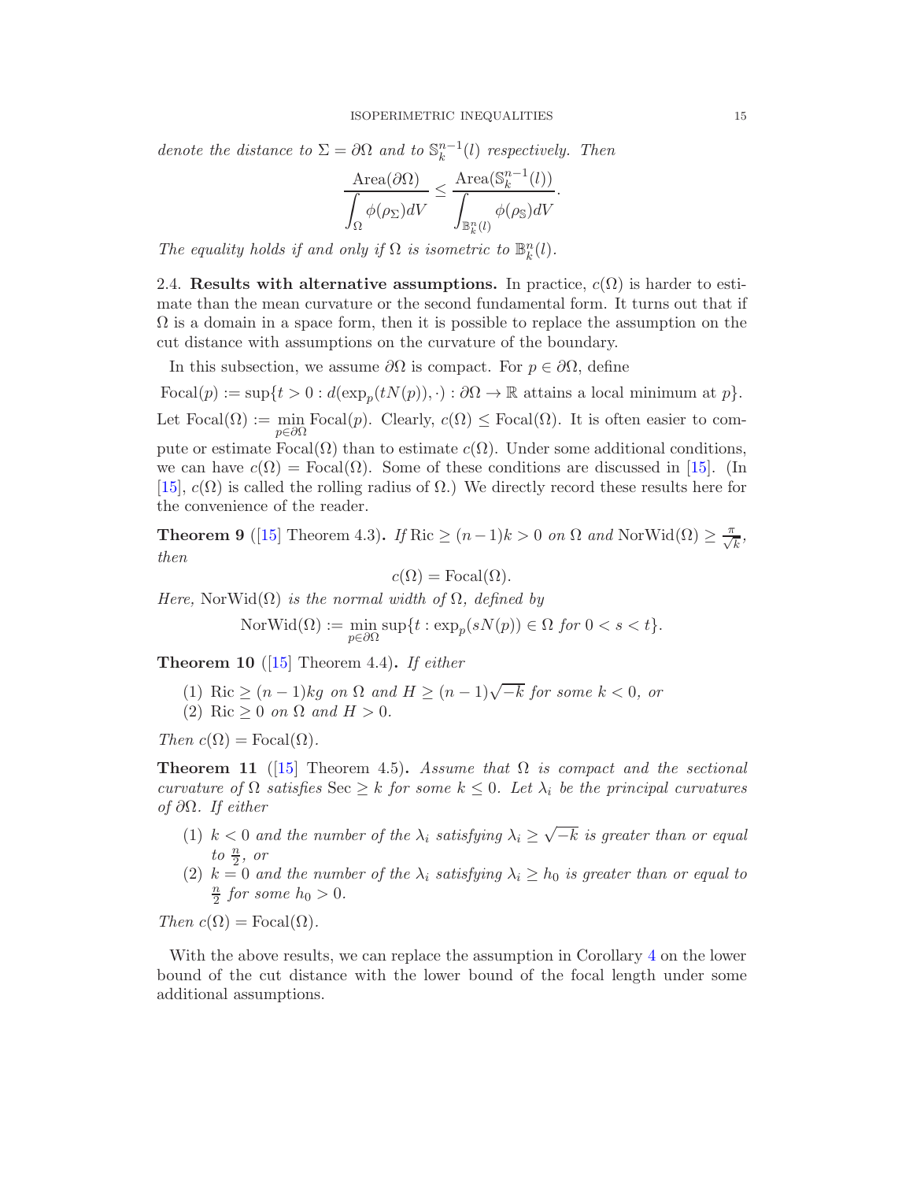*denote the distance to $\Sigma = \partial\Omega$ and to $\mathbb{S}_k^{n-1}(l)$ respectively. Then*

$$\frac{\operatorname{Area}(\partial\Omega)}{\displaystyle\int_\Omega \phi(\rho_\Sigma) dV} \le \frac{\operatorname{Area}(\mathbb{S}_k^{n-1}(l))}{\displaystyle\int_{\mathbb{B}_k^n(l)} \phi(\rho_{\mathbb{S}}) dV}.$$

*The equality holds if and only if $\Omega$ is isometric to $\mathbb{B}_k^n(l)$.*

2.4. **Results with alternative assumptions.** In practice, $c(\Omega)$ is harder to estimate than the mean curvature or the second fundamental form. It turns out that if $\Omega$ is a domain in a space form, then it is possible to replace the assumption on the cut distance with assumptions on the curvature of the boundary.

In this subsection, we assume $\partial\Omega$ is compact. For $p \in \partial\Omega$, define

$$\operatorname{Focal}(p) := \sup\{t > 0 : d(\exp_p(tN(p)), \cdot) : \partial\Omega \to \mathbb{R} \text{ attains a local minimum at } p\}.$$

Let $\operatorname{Focal}(\Omega) := \min_{p\in\partial\Omega} \operatorname{Focal}(p)$. Clearly, $c(\Omega) \le \operatorname{Focal}(\Omega)$. It is often easier to compute or estimate $\operatorname{Focal}(\Omega)$ than to estimate $c(\Omega)$. Under some additional conditions, we can have $c(\Omega) = \operatorname{Focal}(\Omega)$. Some of these conditions are discussed in [15]. (In [15], $c(\Omega)$ is called the rolling radius of $\Omega$.) We directly record these results here for the convenience of the reader.

**Theorem 9** ([15] Theorem 4.3)**.** *If $\operatorname{Ric} \ge (n-1)k > 0$ on $\Omega$ and $\operatorname{NorWid}(\Omega) \ge \frac{\pi}{\sqrt{k}}$, then*

$$c(\Omega) = \operatorname{Focal}(\Omega).$$

*Here, $\operatorname{NorWid}(\Omega)$ is the normal width of $\Omega$, defined by*

$$\operatorname{NorWid}(\Omega) := \min_{p\in\partial\Omega} \sup\{t : \exp_p(sN(p)) \in \Omega \text{ for } 0 < s < t\}.$$

**Theorem 10** ([15] Theorem 4.4)**.** *If either*

1. *$\operatorname{Ric} \ge (n-1)kg$ on $\Omega$ and $H \ge (n-1)\sqrt{-k}$ for some $k < 0$, or*
2. *$\operatorname{Ric} \ge 0$ on $\Omega$ and $H > 0$.*

*Then $c(\Omega) = \operatorname{Focal}(\Omega)$.*

**Theorem 11** ([15] Theorem 4.5)**.** *Assume that $\Omega$ is compact and the sectional curvature of $\Omega$ satisfies $\operatorname{Sec} \ge k$ for some $k \le 0$. Let $\lambda_i$ be the principal curvatures of $\partial\Omega$. If either*

1. *$k < 0$ and the number of the $\lambda_i$ satisfying $\lambda_i \ge \sqrt{-k}$ is greater than or equal to $\frac{n}{2}$, or*
2. *$k = 0$ and the number of the $\lambda_i$ satisfying $\lambda_i \ge h_0$ is greater than or equal to $\frac{n}{2}$ for some $h_0 > 0$.*

*Then $c(\Omega) = \operatorname{Focal}(\Omega)$.*

With the above results, we can replace the assumption in Corollary 4 on the lower bound of the cut distance with the lower bound of the focal length under some additional assumptions.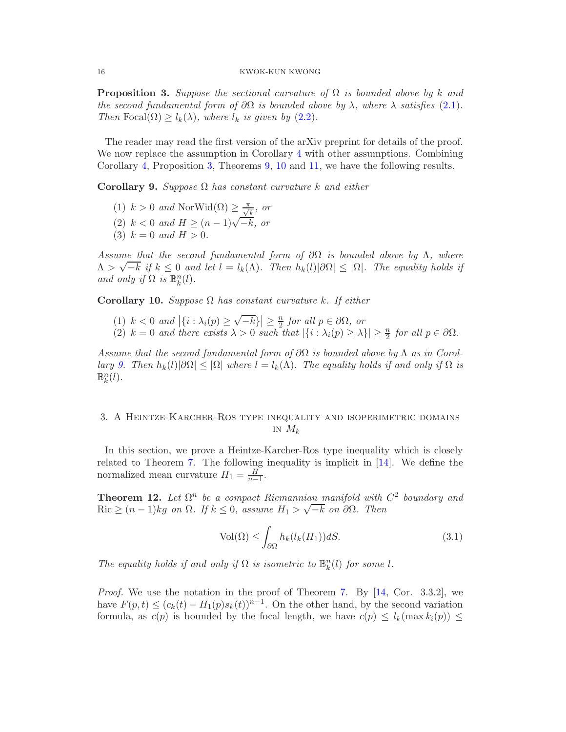**Proposition 3.** *Suppose the sectional curvature of $\Omega$ is bounded above by $k$ and the second fundamental form of $\partial\Omega$ is bounded above by $\lambda$, where $\lambda$ satisfies (2.1). Then $\mathrm{Focal}(\Omega) \geq l_k(\lambda)$, where $l_k$ is given by (2.2).*

The reader may read the first version of the arXiv preprint for details of the proof. We now replace the assumption in Corollary 4 with other assumptions. Combining Corollary 4, Proposition 3, Theorems 9, 10 and 11, we have the following results.

**Corollary 9.** *Suppose $\Omega$ has constant curvature $k$ and either*

(1) *$k > 0$ and $\mathrm{NorWid}(\Omega) \geq \frac{\pi}{\sqrt{k}}$, or*
(2) *$k < 0$ and $H \geq (n-1)\sqrt{-k}$, or*
(3) *$k = 0$ and $H > 0$.*

*Assume that the second fundamental form of $\partial\Omega$ is bounded above by $\Lambda$, where $\Lambda > \sqrt{-k}$ if $k \leq 0$ and let $l = l_k(\Lambda)$. Then $h_k(l)|\partial\Omega| \leq |\Omega|$. The equality holds if and only if $\Omega$ is $\mathbb{B}^n_k(l)$.*

**Corollary 10.** *Suppose $\Omega$ has constant curvature $k$. If either*

(1) *$k < 0$ and $\left|\{i : \lambda_i(p) \geq \sqrt{-k}\}\right| \geq \frac{n}{2}$ for all $p \in \partial\Omega$, or*
(2) *$k = 0$ and there exists $\lambda > 0$ such that $|\{i : \lambda_i(p) \geq \lambda\}| \geq \frac{n}{2}$ for all $p \in \partial\Omega$.*

*Assume that the second fundamental form of $\partial\Omega$ is bounded above by $\Lambda$ as in Corollary 9. Then $h_k(l)|\partial\Omega| \leq |\Omega|$ where $l = l_k(\Lambda)$. The equality holds if and only if $\Omega$ is $\mathbb{B}^n_k(l)$.*

## 3. A Heintze-Karcher-Ros type inequality and isoperimetric domains in $M_k$

In this section, we prove a Heintze-Karcher-Ros type inequality which is closely related to Theorem 7. The following inequality is implicit in [14]. We define the normalized mean curvature $H_1 = \frac{H}{n-1}$.

**Theorem 12.** *Let $\Omega^n$ be a compact Riemannian manifold with $C^2$ boundary and $\mathrm{Ric} \geq (n-1)kg$ on $\Omega$. If $k \leq 0$, assume $H_1 > \sqrt{-k}$ on $\partial\Omega$. Then*

$$\mathrm{Vol}(\Omega) \leq \int_{\partial\Omega} h_k(l_k(H_1))dS. \tag{3.1}$$

*The equality holds if and only if $\Omega$ is isometric to $\mathbb{B}^n_k(l)$ for some $l$.*

*Proof.* We use the notation in the proof of Theorem 7. By [14, Cor. 3.3.2], we have $F(p,t) \leq (c_k(t) - H_1(p)s_k(t))^{n-1}$. On the other hand, by the second variation formula, as $c(p)$ is bounded by the focal length, we have $c(p) \leq l_k(\max k_i(p)) \leq$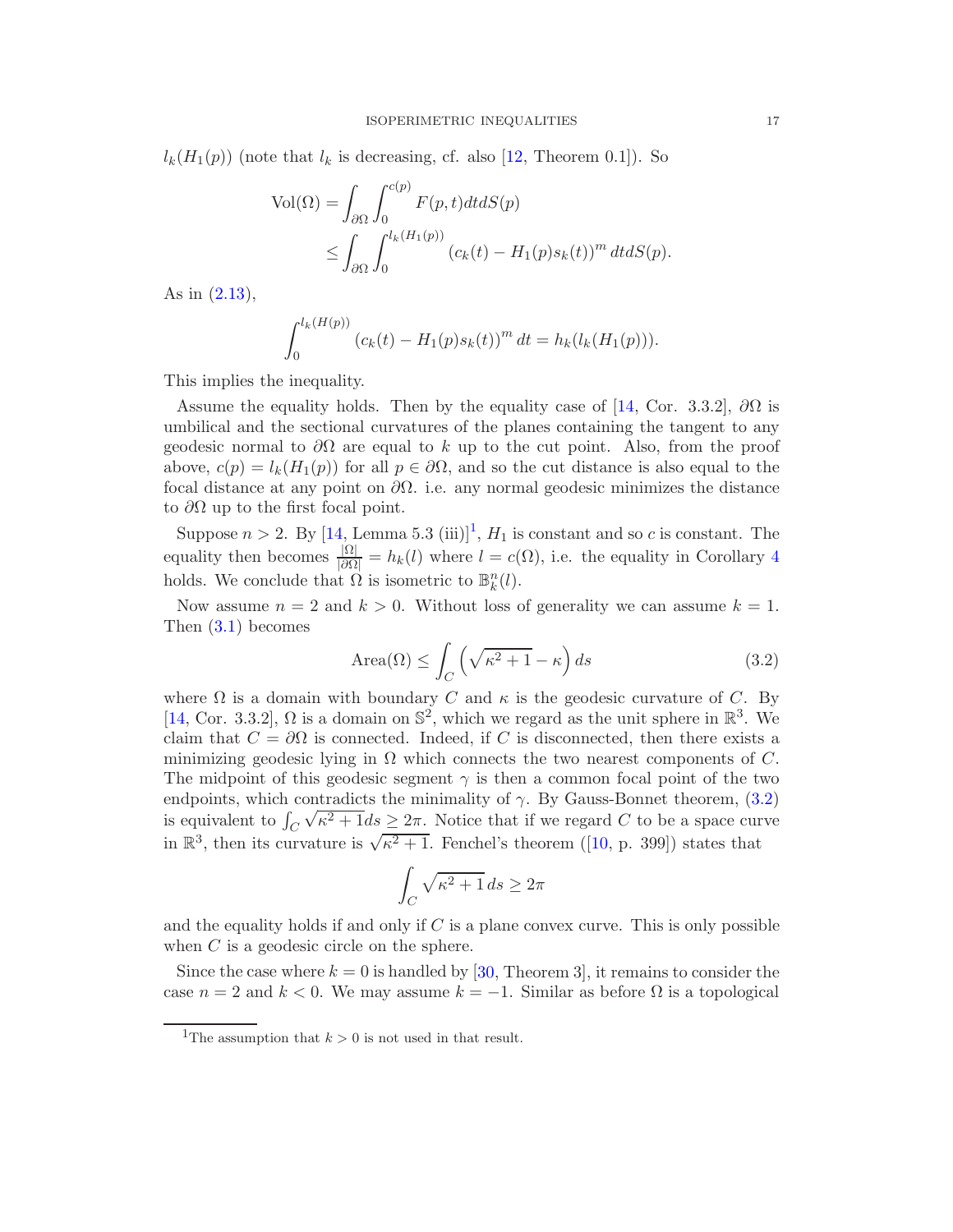$l_k(H_1(p))$ (note that $l_k$ is decreasing, cf. also [12, Theorem 0.1]). So

$$
\begin{aligned}
\mathrm{Vol}(\Omega) &= \int_{\partial\Omega}\int_0^{c(p)} F(p,t)dtdS(p)\\
&\le \int_{\partial\Omega}\int_0^{l_k(H_1(p))} \left(c_k(t) - H_1(p)s_k(t)\right)^m dtdS(p).
\end{aligned}
$$

As in (2.13),

$$
\int_0^{l_k(H(p))} \left(c_k(t) - H_1(p)s_k(t)\right)^m dt = h_k(l_k(H_1(p))).
$$

This implies the inequality.

Assume the equality holds. Then by the equality case of [14, Cor. 3.3.2], $\partial\Omega$ is umbilical and the sectional curvatures of the planes containing the tangent to any geodesic normal to $\partial\Omega$ are equal to $k$ up to the cut point. Also, from the proof above, $c(p) = l_k(H_1(p))$ for all $p \in \partial\Omega$, and so the cut distance is also equal to the focal distance at any point on $\partial\Omega$. i.e. any normal geodesic minimizes the distance to $\partial\Omega$ up to the first focal point.

Suppose $n > 2$. By [14, Lemma 5.3 (iii)][1], $H_1$ is constant and so $c$ is constant. The equality then becomes $\frac{|\Omega|}{|\partial\Omega|} = h_k(l)$ where $l = c(\Omega)$, i.e. the equality in Corollary 4 holds. We conclude that $\Omega$ is isometric to $\mathbb{B}^n_k(l)$.

Now assume $n = 2$ and $k > 0$. Without loss of generality we can assume $k = 1$. Then (3.1) becomes

$$
\mathrm{Area}(\Omega) \le \int_C \left(\sqrt{\kappa^2+1} - \kappa\right) ds \tag{3.2}
$$

where $\Omega$ is a domain with boundary $C$ and $\kappa$ is the geodesic curvature of $C$. By [14, Cor. 3.3.2], $\Omega$ is a domain on $\mathbb{S}^2$, which we regard as the unit sphere in $\mathbb{R}^3$. We claim that $C = \partial\Omega$ is connected. Indeed, if $C$ is disconnected, then there exists a minimizing geodesic lying in $\Omega$ which connects the two nearest components of $C$. The midpoint of this geodesic segment $\gamma$ is then a common focal point of the two endpoints, which contradicts the minimality of $\gamma$. By Gauss-Bonnet theorem, (3.2) is equivalent to $\int_C \sqrt{\kappa^2+1}ds \ge 2\pi$. Notice that if we regard $C$ to be a space curve in $\mathbb{R}^3$, then its curvature is $\sqrt{\kappa^2+1}$. Fenchel's theorem ([10, p. 399]) states that

$$
\int_C \sqrt{\kappa^2+1}\, ds \ge 2\pi
$$

and the equality holds if and only if $C$ is a plane convex curve. This is only possible when $C$ is a geodesic circle on the sphere.

Since the case where $k = 0$ is handled by [30, Theorem 3], it remains to consider the case $n = 2$ and $k < 0$. We may assume $k = -1$. Similar as before $\Omega$ is a topological

[1] The assumption that $k > 0$ is not used in that result.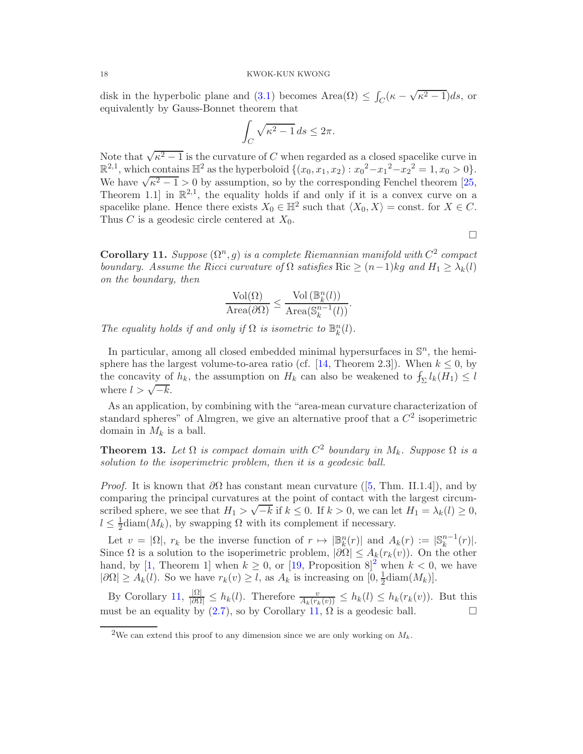disk in the hyperbolic plane and (3.1) becomes $\mathrm{Area}(\Omega) \le \int_C (\kappa - \sqrt{\kappa^2 - 1}) ds$, or equivalently by Gauss-Bonnet theorem that

$$\int_C \sqrt{\kappa^2 - 1}\, ds \le 2\pi.$$

Note that $\sqrt{\kappa^2 - 1}$ is the curvature of $C$ when regarded as a closed spacelike curve in $\mathbb{R}^{2,1}$, which contains $\mathbb{H}^2$ as the hyperboloid $\{(x_0, x_1, x_2) : {x_0}^2 - {x_1}^2 - {x_2}^2 = 1, x_0 > 0\}$. We have $\sqrt{\kappa^2 - 1} > 0$ by assumption, so by the corresponding Fenchel theorem [25, Theorem 1.1] in $\mathbb{R}^{2,1}$, the equality holds if and only if it is a convex curve on a spacelike plane. Hence there exists $X_0 \in \mathbb{H}^2$ such that $\langle X_0, X\rangle = \text{const.}$ for $X \in C$. Thus $C$ is a geodesic circle centered at $X_0$.

□

**Corollary 11.** *Suppose $(\Omega^n, g)$ is a complete Riemannian manifold with $C^2$ compact boundary. Assume the Ricci curvature of $\Omega$ satisfies $\mathrm{Ric} \ge (n-1)kg$ and $H_1 \ge \lambda_k(l)$ on the boundary, then*

$$\frac{\mathrm{Vol}(\Omega)}{\mathrm{Area}(\partial\Omega)} \le \frac{\mathrm{Vol}\left(\mathbb{B}^n_k(l)\right)}{\mathrm{Area}(\mathbb{S}^{n-1}_k(l))}.$$

*The equality holds if and only if $\Omega$ is isometric to $\mathbb{B}^n_k(l)$.*

In particular, among all closed embedded minimal hypersurfaces in $\mathbb{S}^n$, the hemisphere has the largest volume-to-area ratio (cf. [14, Theorem 2.3]). When $k \le 0$, by the concavity of $h_k$, the assumption on $H_k$ can also be weakened to $⨍_\Sigma l_k(H_1) \le l$ where $l > \sqrt{-k}$.

As an application, by combining with the "area-mean curvature characterization of standard spheres" of Almgren, we give an alternative proof that a $C^2$ isoperimetric domain in $M_k$ is a ball.

**Theorem 13.** *Let $\Omega$ is compact domain with $C^2$ boundary in $M_k$. Suppose $\Omega$ is a solution to the isoperimetric problem, then it is a geodesic ball.*

*Proof.* It is known that $\partial\Omega$ has constant mean curvature ([5, Thm. II.1.4]), and by comparing the principal curvatures at the point of contact with the largest circumscribed sphere, we see that $H_1 > \sqrt{-k}$ if $k \le 0$. If $k > 0$, we can let $H_1 = \lambda_k(l) \ge 0$, $l \le \frac{1}{2}\mathrm{diam}(M_k)$, by swapping $\Omega$ with its complement if necessary.

Let $v = |\Omega|$, $r_k$ be the inverse function of $r \mapsto |\mathbb{B}^n_k(r)|$ and $A_k(r) := |\mathbb{S}^{n-1}_k(r)|$. Since $\Omega$ is a solution to the isoperimetric problem, $|\partial\Omega| \le A_k(r_k(v))$. On the other hand, by [1, Theorem 1] when $k \ge 0$, or [19, Proposition 8][2] when $k < 0$, we have $|\partial\Omega| \ge A_k(l)$. So we have $r_k(v) \ge l$, as $A_k$ is increasing on $[0, \frac{1}{2}\mathrm{diam}(M_k)]$.

By Corollary 11, $\frac{|\Omega|}{|\partial\Omega|} \le h_k(l)$. Therefore $\frac{v}{A_k(r_k(v))} \le h_k(l) \le h_k(r_k(v))$. But this must be an equality by (2.7), so by Corollary 11, $\Omega$ is a geodesic ball. □

[2] We can extend this proof to any dimension since we are only working on $M_k$.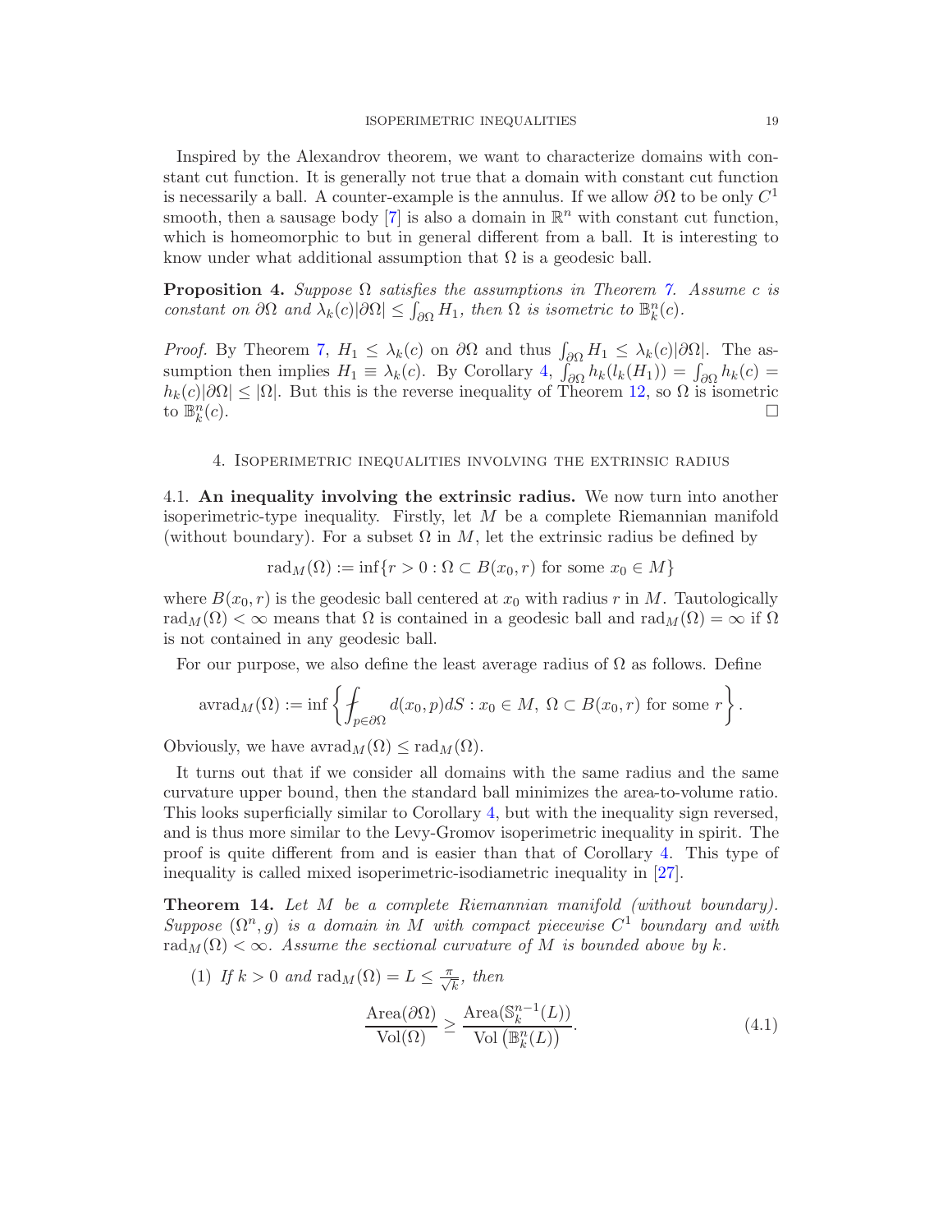Inspired by the Alexandrov theorem, we want to characterize domains with constant cut function. It is generally not true that a domain with constant cut function is necessarily a ball. A counter-example is the annulus. If we allow $\partial\Omega$ to be only $C^1$ smooth, then a sausage body [7] is also a domain in $\mathbb{R}^n$ with constant cut function, which is homeomorphic to but in general different from a ball. It is interesting to know under what additional assumption that $\Omega$ is a geodesic ball.

**Proposition 4.** *Suppose $\Omega$ satisfies the assumptions in Theorem 7. Assume $c$ is constant on $\partial\Omega$ and $\lambda_k(c)|\partial\Omega| \le \int_{\partial\Omega} H_1$, then $\Omega$ is isometric to $\mathbb{B}^n_k(c)$.*

*Proof.* By Theorem 7, $H_1 \le \lambda_k(c)$ on $\partial\Omega$ and thus $\int_{\partial\Omega} H_1 \le \lambda_k(c)|\partial\Omega|$. The assumption then implies $H_1 \equiv \lambda_k(c)$. By Corollary 4, $\int_{\partial\Omega} h_k(l_k(H_1)) = \int_{\partial\Omega} h_k(c) = h_k(c)|\partial\Omega| \le |\Omega|$. But this is the reverse inequality of Theorem 12, so $\Omega$ is isometric to $\mathbb{B}^n_k(c)$. □

## 4. Isoperimetric inequalities involving the extrinsic radius

### 4.1. An inequality involving the extrinsic radius.

We now turn into another isoperimetric-type inequality. Firstly, let $M$ be a complete Riemannian manifold (without boundary). For a subset $\Omega$ in $M$, let the extrinsic radius be defined by

$$\operatorname{rad}_M(\Omega) := \inf\{r > 0 : \Omega \subset B(x_0, r) \text{ for some } x_0 \in M\}$$

where $B(x_0, r)$ is the geodesic ball centered at $x_0$ with radius $r$ in $M$. Tautologically $\operatorname{rad}_M(\Omega) < \infty$ means that $\Omega$ is contained in a geodesic ball and $\operatorname{rad}_M(\Omega) = \infty$ if $\Omega$ is not contained in any geodesic ball.

For our purpose, we also define the least average radius of $\Omega$ as follows. Define

$$\operatorname{avrad}_M(\Omega) := \inf\left\{ ⨍_{p\in\partial\Omega} d(x_0, p)dS : x_0 \in M,\ \Omega \subset B(x_0, r) \text{ for some } r \right\}.$$

Obviously, we have $\operatorname{avrad}_M(\Omega) \le \operatorname{rad}_M(\Omega)$.

It turns out that if we consider all domains with the same radius and the same curvature upper bound, then the standard ball minimizes the area-to-volume ratio. This looks superficially similar to Corollary 4, but with the inequality sign reversed, and is thus more similar to the Levy-Gromov isoperimetric inequality in spirit. The proof is quite different from and is easier than that of Corollary 4. This type of inequality is called mixed isoperimetric-isodiametric inequality in [27].

**Theorem 14.** *Let $M$ be a complete Riemannian manifold (without boundary). Suppose $(\Omega^n, g)$ is a domain in $M$ with compact piecewise $C^1$ boundary and with $\operatorname{rad}_M(\Omega) < \infty$. Assume the sectional curvature of $M$ is bounded above by $k$.*

1. *If $k > 0$ and $\operatorname{rad}_M(\Omega) = L \le \frac{\pi}{\sqrt{k}}$, then*

$$\frac{\operatorname{Area}(\partial\Omega)}{\operatorname{Vol}(\Omega)} \ge \frac{\operatorname{Area}(\mathbb{S}^{n-1}_k(L))}{\operatorname{Vol}\left(\mathbb{B}^n_k(L)\right)}. \tag{4.1}$$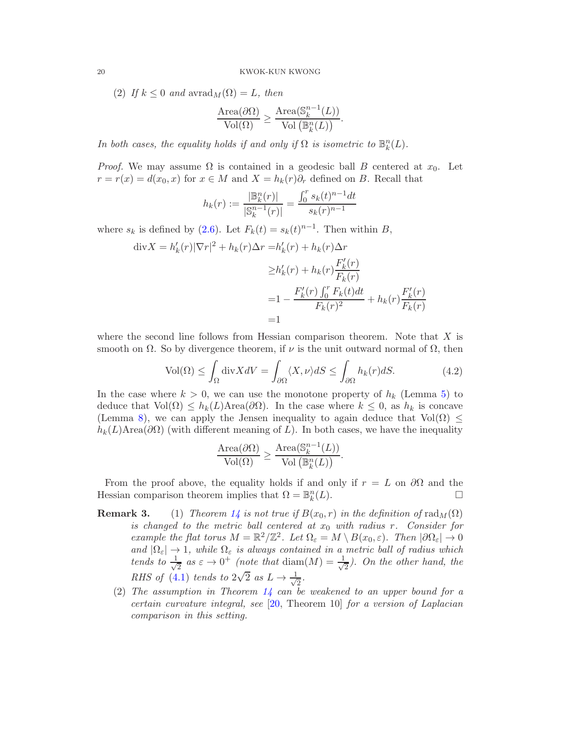(2) *If $k \le 0$ and* $\mathrm{avrad}_M(\Omega) = L$, *then*

$$\frac{\mathrm{Area}(\partial\Omega)}{\mathrm{Vol}(\Omega)} \ge \frac{\mathrm{Area}(\mathbb{S}^{n-1}_k(L))}{\mathrm{Vol}\left(\mathbb{B}^n_k(L)\right)}.$$

*In both cases, the equality holds if and only if $\Omega$ is isometric to $\mathbb{B}^n_k(L)$.*

*Proof.* We may assume $\Omega$ is contained in a geodesic ball $B$ centered at $x_0$. Let $r = r(x) = d(x_0, x)$ for $x \in M$ and $X = h_k(r)\partial_r$ defined on $B$. Recall that

$$h_k(r) := \frac{|\mathbb{B}^n_k(r)|}{|\mathbb{S}^{n-1}_k(r)|} = \frac{\int_0^r s_k(t)^{n-1}dt}{s_k(r)^{n-1}}$$

where $s_k$ is defined by (2.6). Let $F_k(t) = s_k(t)^{n-1}$. Then within $B$,

$$\begin{aligned}
\mathrm{div}X = h_k'(r)|\nabla r|^2 + h_k(r)\Delta r =& h_k'(r) + h_k(r)\Delta r \\
\ge& h_k'(r) + h_k(r)\frac{F_k'(r)}{F_k(r)} \\
=& 1 - \frac{F_k'(r)\int_0^r F_k(t)dt}{F_k(r)^2} + h_k(r)\frac{F_k'(r)}{F_k(r)} \\
=& 1
\end{aligned}$$

where the second line follows from Hessian comparison theorem. Note that $X$ is smooth on $\Omega$. So by divergence theorem, if $\nu$ is the unit outward normal of $\Omega$, then

$$\mathrm{Vol}(\Omega) \le \int_\Omega \mathrm{div}X dV = \int_{\partial\Omega} \langle X, \nu\rangle dS \le \int_{\partial\Omega} h_k(r)dS. \tag{4.2}$$

In the case where $k > 0$, we can use the monotone property of $h_k$ (Lemma 5) to deduce that $\mathrm{Vol}(\Omega) \le h_k(L)\mathrm{Area}(\partial\Omega)$. In the case where $k \le 0$, as $h_k$ is concave (Lemma 8), we can apply the Jensen inequality to again deduce that $\mathrm{Vol}(\Omega) \le h_k(L)\mathrm{Area}(\partial\Omega)$ (with different meaning of $L$). In both cases, we have the inequality

$$\frac{\mathrm{Area}(\partial\Omega)}{\mathrm{Vol}(\Omega)} \ge \frac{\mathrm{Area}(\mathbb{S}^{n-1}_k(L))}{\mathrm{Vol}\left(\mathbb{B}^n_k(L)\right)}.$$

From the proof above, the equality holds if and only if $r = L$ on $\partial\Omega$ and the Hessian comparison theorem implies that $\Omega = \mathbb{B}^n_k(L)$. □

**Remark 3.**

1. *Theorem 14 is not true if $B(x_0, r)$ in the definition of $\mathrm{rad}_M(\Omega)$ is changed to the metric ball centered at $x_0$ with radius $r$. Consider for example the flat torus $M = \mathbb{R}^2/\mathbb{Z}^2$. Let $\Omega_\varepsilon = M \setminus B(x_0, \varepsilon)$. Then $|\partial\Omega_\varepsilon| \to 0$ and $|\Omega_\varepsilon| \to 1$, while $\Omega_\varepsilon$ is always contained in a metric ball of radius which tends to $\frac{1}{\sqrt{2}}$ as $\varepsilon \to 0^+$ (note that $\mathrm{diam}(M) = \frac{1}{\sqrt{2}}$). On the other hand, the RHS of (4.1) tends to $2\sqrt{2}$ as $L \to \frac{1}{\sqrt{2}}$.*
2. *The assumption in Theorem 14 can be weakened to an upper bound for a certain curvature integral, see [20, Theorem 10] for a version of Laplacian comparison in this setting.*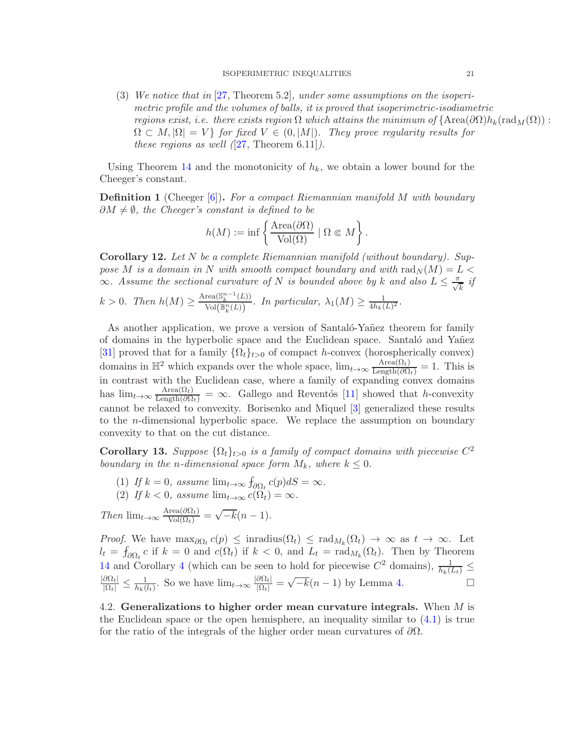(3) *We notice that in* [27, Theorem 5.2]*, under some assumptions on the isoperimetric profile and the volumes of balls, it is proved that isoperimetric-isodiametric regions exist, i.e. there exists region* $\Omega$ *which attains the minimum of* $\{\text{Area}(\partial\Omega)h_k(\text{rad}_M(\Omega)) : \Omega \subset M, |\Omega| = V\}$ *for fixed* $V \in (0, |M|)$*. They prove regularity results for these regions as well (*[27, Theorem 6.11]*).*

Using Theorem 14 and the monotonicity of $h_k$, we obtain a lower bound for the Cheeger's constant.

**Definition 1** (Cheeger [6])**.** *For a compact Riemannian manifold* $M$ *with boundary* $\partial M \neq \emptyset$*, the Cheeger's constant is defined to be*

$$h(M) := \inf\left\{\frac{\text{Area}(\partial\Omega)}{\text{Vol}(\Omega)} \mid \Omega \Subset M\right\}.$$

**Corollary 12.** *Let* $N$ *be a complete Riemannian manifold (without boundary). Suppose* $M$ *is a domain in* $N$ *with smooth compact boundary and with* $\text{rad}_N(M) = L < \infty$*. Assume the sectional curvature of* $N$ *is bounded above by* $k$ *and also* $L \leq \frac{\pi}{\sqrt{k}}$ *if* $k > 0$*. Then* $h(M) \geq \frac{\text{Area}(\mathbb{S}_k^{n-1}(L))}{\text{Vol}(\mathbb{B}_k^n(L))}$*. In particular,* $\lambda_1(M) \geq \frac{1}{4h_k(L)^2}$*.*

As another application, we prove a version of Santaló-Yañez theorem for family of domains in the hyperbolic space and the Euclidean space. Santaló and Yañez [31] proved that for a family $\{\Omega_t\}_{t>0}$ of compact $h$-convex (horospherically convex) domains in $\mathbb{H}^2$ which expands over the whole space, $\lim_{t\to\infty} \frac{\text{Area}(\Omega_t)}{\text{Length}(\partial\Omega_t)} = 1$. This is in contrast with the Euclidean case, where a family of expanding convex domains has $\lim_{t\to\infty} \frac{\text{Area}(\Omega_t)}{\text{Length}(\partial\Omega_t)} = \infty$. Gallego and Reventós [11] showed that $h$-convexity cannot be relaxed to convexity. Borisenko and Miquel [3] generalized these results to the $n$-dimensional hyperbolic space. We replace the assumption on boundary convexity to that on the cut distance.

**Corollary 13.** *Suppose* $\{\Omega_t\}_{t>0}$ *is a family of compact domains with piecewise* $C^2$ *boundary in the* $n$*-dimensional space form* $M_k$*, where* $k \leq 0$*.*

1. *If* $k = 0$*, assume* $\lim_{t\to\infty} \fint_{\partial\Omega_t} c(p)dS = \infty$*.*
2. *If* $k < 0$*, assume* $\lim_{t\to\infty} c(\Omega_t) = \infty$*.*

*Then* $\lim_{t\to\infty} \frac{\text{Area}(\partial\Omega_t)}{\text{Vol}(\Omega_t)} = \sqrt{-k}(n-1)$*.*

*Proof.* We have $\max_{\partial\Omega_t} c(p) \leq \text{inradius}(\Omega_t) \leq \text{rad}_{M_k}(\Omega_t) \to \infty$ as $t \to \infty$. Let $l_t = \fint_{\partial\Omega_t} c$ if $k = 0$ and $c(\Omega_t)$ if $k < 0$, and $L_t = \text{rad}_{M_k}(\Omega_t)$. Then by Theorem 14 and Corollary 4 (which can be seen to hold for piecewise $C^2$ domains), $\frac{1}{h_k(L_t)} \leq \frac{|\partial\Omega_t|}{|\Omega_t|} \leq \frac{1}{h_k(l_t)}$. So we have $\lim_{t\to\infty} \frac{|\partial\Omega_t|}{|\Omega_t|} = \sqrt{-k}(n-1)$ by Lemma 4. □

### 4.2. Generalizations to higher order mean curvature integrals.

When $M$ is the Euclidean space or the open hemisphere, an inequality similar to (4.1) is true for the ratio of the integrals of the higher order mean curvatures of $\partial\Omega$.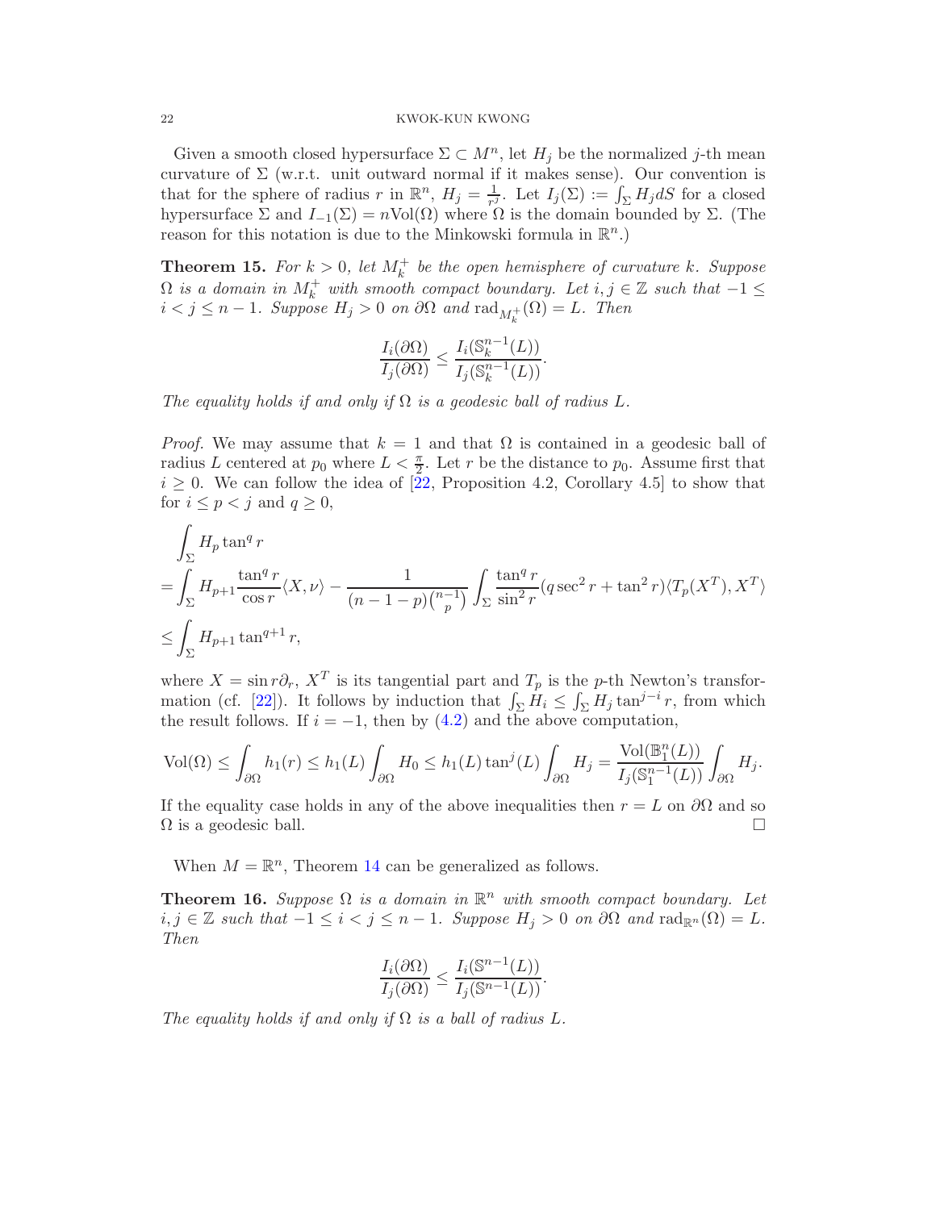Given a smooth closed hypersurface $\Sigma \subset M^n$, let $H_j$ be the normalized $j$-th mean curvature of $\Sigma$ (w.r.t. unit outward normal if it makes sense). Our convention is that for the sphere of radius $r$ in $\mathbb{R}^n$, $H_j = \frac{1}{r^j}$. Let $I_j(\Sigma) := \int_\Sigma H_j dS$ for a closed hypersurface $\Sigma$ and $I_{-1}(\Sigma) = n\mathrm{Vol}(\Omega)$ where $\Omega$ is the domain bounded by $\Sigma$. (The reason for this notation is due to the Minkowski formula in $\mathbb{R}^n$.)

**Theorem 15.** *For $k > 0$, let $M_k^+$ be the open hemisphere of curvature $k$. Suppose $\Omega$ is a domain in $M_k^+$ with smooth compact boundary. Let $i, j \in \mathbb{Z}$ such that $-1 \le i < j \le n-1$. Suppose $H_j > 0$ on $\partial\Omega$ and $\mathrm{rad}_{M_k^+}(\Omega) = L$. Then*

$$\frac{I_i(\partial\Omega)}{I_j(\partial\Omega)} \le \frac{I_i(\mathbb{S}_k^{n-1}(L))}{I_j(\mathbb{S}_k^{n-1}(L))}.$$

*The equality holds if and only if $\Omega$ is a geodesic ball of radius $L$.*

*Proof.* We may assume that $k = 1$ and that $\Omega$ is contained in a geodesic ball of radius $L$ centered at $p_0$ where $L < \frac{\pi}{2}$. Let $r$ be the distance to $p_0$. Assume first that $i \ge 0$. We can follow the idea of [22, Proposition 4.2, Corollary 4.5] to show that for $i \le p < j$ and $q \ge 0$,

$$\begin{aligned}
&\int_\Sigma H_p \tan^q r \\
=&\int_\Sigma H_{p+1} \frac{\tan^q r}{\cos r}\langle X, \nu\rangle - \frac{1}{(n-1-p)\binom{n-1}{p}} \int_\Sigma \frac{\tan^q r}{\sin^2 r}(q \sec^2 r + \tan^2 r)\langle T_p(X^T), X^T\rangle \\
\le& \int_\Sigma H_{p+1} \tan^{q+1} r,
\end{aligned}$$

where $X = \sin r \partial_r$, $X^T$ is its tangential part and $T_p$ is the $p$-th Newton's transformation (cf. [22]). It follows by induction that $\int_\Sigma H_i \le \int_\Sigma H_j \tan^{j-i} r$, from which the result follows. If $i = -1$, then by (4.2) and the above computation,

$$\mathrm{Vol}(\Omega) \le \int_{\partial\Omega} h_1(r) \le h_1(L) \int_{\partial\Omega} H_0 \le h_1(L) \tan^j(L) \int_{\partial\Omega} H_j = \frac{\mathrm{Vol}(\mathbb{B}_1^n(L))}{I_j(\mathbb{S}_1^{n-1}(L))} \int_{\partial\Omega} H_j.$$

If the equality case holds in any of the above inequalities then $r = L$ on $\partial\Omega$ and so $\Omega$ is a geodesic ball. $\square$

When $M = \mathbb{R}^n$, Theorem 14 can be generalized as follows.

**Theorem 16.** *Suppose $\Omega$ is a domain in $\mathbb{R}^n$ with smooth compact boundary. Let $i, j \in \mathbb{Z}$ such that $-1 \le i < j \le n-1$. Suppose $H_j > 0$ on $\partial\Omega$ and $\mathrm{rad}_{\mathbb{R}^n}(\Omega) = L$. Then*

$$\frac{I_i(\partial\Omega)}{I_j(\partial\Omega)} \le \frac{I_i(\mathbb{S}^{n-1}(L))}{I_j(\mathbb{S}^{n-1}(L))}.$$

*The equality holds if and only if $\Omega$ is a ball of radius $L$.*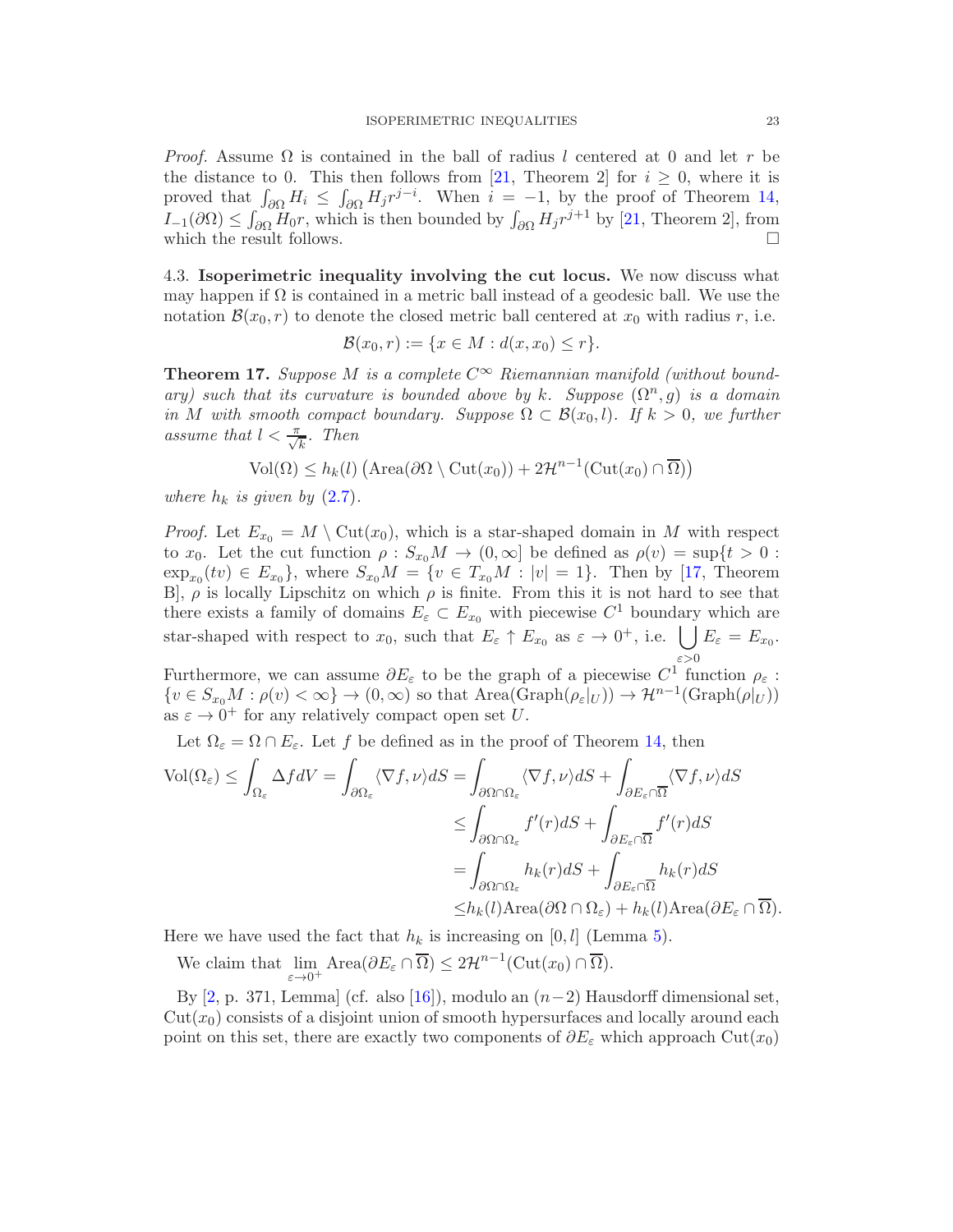*Proof.* Assume $\Omega$ is contained in the ball of radius $l$ centered at 0 and let $r$ be the distance to 0. This then follows from [21, Theorem 2] for $i \geq 0$, where it is proved that $\int_{\partial\Omega} H_i \leq \int_{\partial\Omega} H_j r^{j-i}$. When $i = -1$, by the proof of Theorem 14, $I_{-1}(\partial\Omega) \leq \int_{\partial\Omega} H_0 r$, which is then bounded by $\int_{\partial\Omega} H_j r^{j+1}$ by [21, Theorem 2], from which the result follows. $\square$

4.3. **Isoperimetric inequality involving the cut locus.** We now discuss what may happen if $\Omega$ is contained in a metric ball instead of a geodesic ball. We use the notation $\mathcal{B}(x_0, r)$ to denote the closed metric ball centered at $x_0$ with radius $r$, i.e.

$$\mathcal{B}(x_0, r) := \{x \in M : d(x, x_0) \leq r\}.$$

**Theorem 17.** *Suppose $M$ is a complete $C^\infty$ Riemannian manifold (without boundary) such that its curvature is bounded above by $k$. Suppose $(\Omega^n, g)$ is a domain in $M$ with smooth compact boundary. Suppose $\Omega \subset \mathcal{B}(x_0, l)$. If $k > 0$, we further assume that $l < \frac{\pi}{\sqrt{k}}$. Then*

$$\mathrm{Vol}(\Omega) \leq h_k(l)\left(\mathrm{Area}(\partial\Omega \setminus \mathrm{Cut}(x_0)) + 2\mathcal{H}^{n-1}(\mathrm{Cut}(x_0) \cap \overline{\Omega})\right)$$

*where $h_k$ is given by (2.7).*

*Proof.* Let $E_{x_0} = M \setminus \mathrm{Cut}(x_0)$, which is a star-shaped domain in $M$ with respect to $x_0$. Let the cut function $\rho : S_{x_0}M \to (0, \infty]$ be defined as $\rho(v) = \sup\{t > 0 : \exp_{x_0}(tv) \in E_{x_0}\}$, where $S_{x_0}M = \{v \in T_{x_0}M : |v| = 1\}$. Then by [17, Theorem B], $\rho$ is locally Lipschitz on which $\rho$ is finite. From this it is not hard to see that there exists a family of domains $E_\varepsilon \subset E_{x_0}$ with piecewise $C^1$ boundary which are star-shaped with respect to $x_0$, such that $E_\varepsilon \uparrow E_{x_0}$ as $\varepsilon \to 0^+$, i.e. $\bigcup_{\varepsilon > 0} E_\varepsilon = E_{x_0}$. Furthermore, we can assume $\partial E_\varepsilon$ to be the graph of a piecewise $C^1$ function $\rho_\varepsilon : \{v \in S_{x_0}M : \rho(v) < \infty\} \to (0, \infty)$ so that $\mathrm{Area}(\mathrm{Graph}(\rho_\varepsilon|_U)) \to \mathcal{H}^{n-1}(\mathrm{Graph}(\rho|_U))$ as $\varepsilon \to 0^+$ for any relatively compact open set $U$.

Let $\Omega_\varepsilon = \Omega \cap E_\varepsilon$. Let $f$ be defined as in the proof of Theorem 14, then

$$\begin{aligned}
\mathrm{Vol}(\Omega_\varepsilon) \leq \int_{\Omega_\varepsilon} \Delta f dV = \int_{\partial\Omega_\varepsilon} \langle \nabla f, \nu \rangle dS &= \int_{\partial\Omega \cap \Omega_\varepsilon} \langle \nabla f, \nu \rangle dS + \int_{\partial E_\varepsilon \cap \overline{\Omega}} \langle \nabla f, \nu \rangle dS \\
&\leq \int_{\partial\Omega \cap \Omega_\varepsilon} f'(r) dS + \int_{\partial E_\varepsilon \cap \overline{\Omega}} f'(r) dS \\
&= \int_{\partial\Omega \cap \Omega_\varepsilon} h_k(r) dS + \int_{\partial E_\varepsilon \cap \overline{\Omega}} h_k(r) dS \\
&\leq h_k(l)\mathrm{Area}(\partial\Omega \cap \Omega_\varepsilon) + h_k(l)\mathrm{Area}(\partial E_\varepsilon \cap \overline{\Omega}).
\end{aligned}$$

Here we have used the fact that $h_k$ is increasing on $[0, l]$ (Lemma 5).

We claim that $\lim_{\varepsilon \to 0^+} \mathrm{Area}(\partial E_\varepsilon \cap \overline{\Omega}) \leq 2\mathcal{H}^{n-1}(\mathrm{Cut}(x_0) \cap \overline{\Omega})$.

By [2, p. 371, Lemma] (cf. also [16]), modulo an $(n-2)$ Hausdorff dimensional set, $\mathrm{Cut}(x_0)$ consists of a disjoint union of smooth hypersurfaces and locally around each point on this set, there are exactly two components of $\partial E_\varepsilon$ which approach $\mathrm{Cut}(x_0)$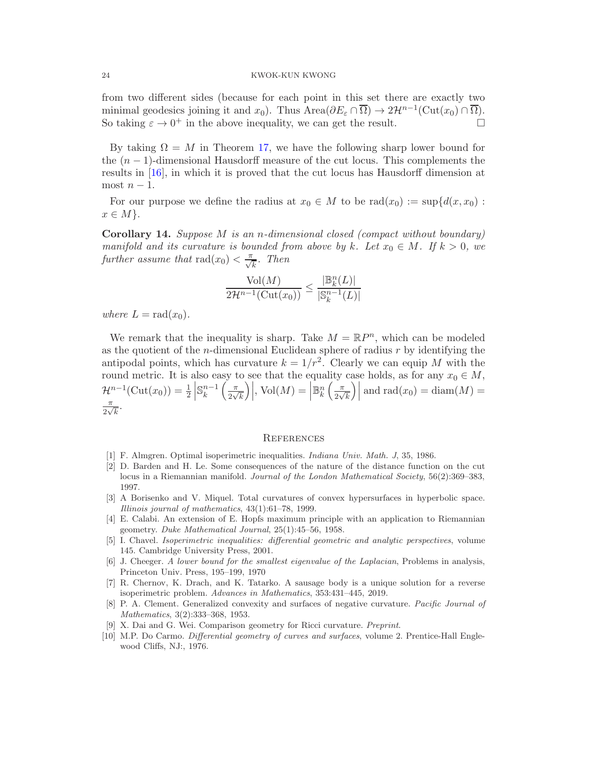from two different sides (because for each point in this set there are exactly two minimal geodesics joining it and $x_0$). Thus $\text{Area}(\partial E_\varepsilon \cap \overline{\Omega}) \to 2\mathcal{H}^{n-1}(\text{Cut}(x_0) \cap \overline{\Omega})$. So taking $\varepsilon \to 0^+$ in the above inequality, we can get the result. □

By taking $\Omega = M$ in Theorem 17, we have the following sharp lower bound for the $(n-1)$-dimensional Hausdorff measure of the cut locus. This complements the results in [16], in which it is proved that the cut locus has Hausdorff dimension at most $n-1$.

For our purpose we define the radius at $x_0 \in M$ to be $\text{rad}(x_0) := \sup\{d(x, x_0) : x \in M\}$.

**Corollary 14.** *Suppose $M$ is an $n$-dimensional closed (compact without boundary) manifold and its curvature is bounded from above by $k$. Let $x_0 \in M$. If $k > 0$, we further assume that $\text{rad}(x_0) < \frac{\pi}{\sqrt{k}}$. Then*

$$\frac{\text{Vol}(M)}{2\mathcal{H}^{n-1}(\text{Cut}(x_0))} \leq \frac{|\mathbb{B}^n_k(L)|}{|\mathbb{S}^{n-1}_k(L)|}$$

*where $L = \text{rad}(x_0)$.*

We remark that the inequality is sharp. Take $M = \mathbb{R}P^n$, which can be modeled as the quotient of the $n$-dimensional Euclidean sphere of radius $r$ by identifying the antipodal points, which has curvature $k = 1/r^2$. Clearly we can equip $M$ with the round metric. It is also easy to see that the equality case holds, as for any $x_0 \in M$, $\mathcal{H}^{n-1}(\text{Cut}(x_0)) = \frac{1}{2}\left|\mathbb{S}^{n-1}_k\left(\frac{\pi}{2\sqrt{k}}\right)\right|$, $\text{Vol}(M) = \left|\mathbb{B}^n_k\left(\frac{\pi}{2\sqrt{k}}\right)\right|$ and $\text{rad}(x_0) = \text{diam}(M) = \frac{\pi}{2\sqrt{k}}$.

## References

[1] F. Almgren. Optimal isoperimetric inequalities. *Indiana Univ. Math. J*, 35, 1986.

[2] D. Barden and H. Le. Some consequences of the nature of the distance function on the cut locus in a Riemannian manifold. *Journal of the London Mathematical Society*, 56(2):369–383, 1997.

[3] A Borisenko and V. Miquel. Total curvatures of convex hypersurfaces in hyperbolic space. *Illinois journal of mathematics*, 43(1):61–78, 1999.

[4] E. Calabi. An extension of E. Hopfs maximum principle with an application to Riemannian geometry. *Duke Mathematical Journal*, 25(1):45–56, 1958.

[5] I. Chavel. *Isoperimetric inequalities: differential geometric and analytic perspectives*, volume 145. Cambridge University Press, 2001.

[6] J. Cheeger. *A lower bound for the smallest eigenvalue of the Laplacian*, Problems in analysis, Princeton Univ. Press, 195–199, 1970

[7] R. Chernov, K. Drach, and K. Tatarko. A sausage body is a unique solution for a reverse isoperimetric problem. *Advances in Mathematics*, 353:431–445, 2019.

[8] P. A. Clement. Generalized convexity and surfaces of negative curvature. *Pacific Journal of Mathematics*, 3(2):333–368, 1953.

[9] X. Dai and G. Wei. Comparison geometry for Ricci curvature. *Preprint*.

[10] M.P. Do Carmo. *Differential geometry of curves and surfaces*, volume 2. Prentice-Hall Englewood Cliffs, NJ:, 1976.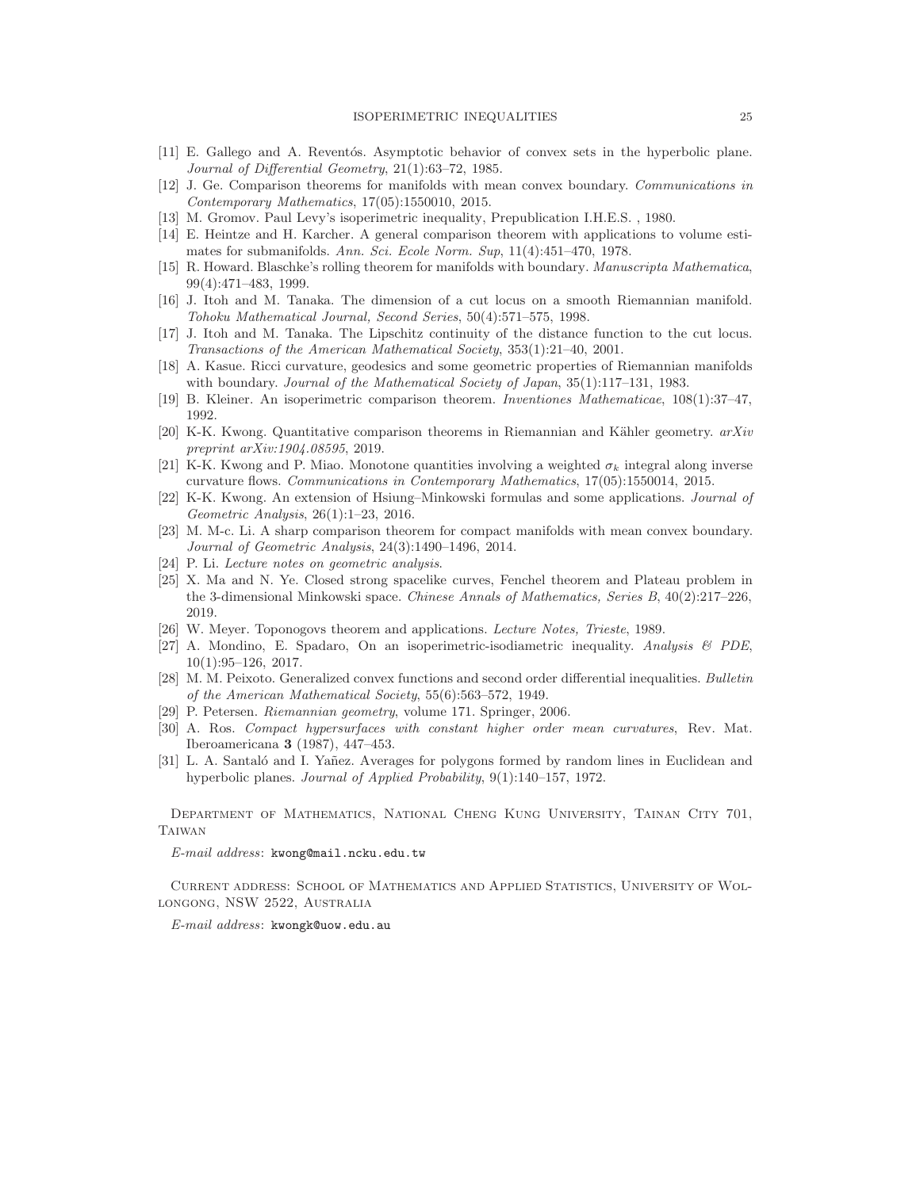[11] E. Gallego and A. Reventós. Asymptotic behavior of convex sets in the hyperbolic plane. *Journal of Differential Geometry*, 21(1):63–72, 1985.

[12] J. Ge. Comparison theorems for manifolds with mean convex boundary. *Communications in Contemporary Mathematics*, 17(05):1550010, 2015.

[13] M. Gromov. Paul Levy's isoperimetric inequality, Prepublication I.H.E.S. , 1980.

[14] E. Heintze and H. Karcher. A general comparison theorem with applications to volume estimates for submanifolds. *Ann. Sci. Ecole Norm. Sup*, 11(4):451–470, 1978.

[15] R. Howard. Blaschke's rolling theorem for manifolds with boundary. *Manuscripta Mathematica*, 99(4):471–483, 1999.

[16] J. Itoh and M. Tanaka. The dimension of a cut locus on a smooth Riemannian manifold. *Tohoku Mathematical Journal, Second Series*, 50(4):571–575, 1998.

[17] J. Itoh and M. Tanaka. The Lipschitz continuity of the distance function to the cut locus. *Transactions of the American Mathematical Society*, 353(1):21–40, 2001.

[18] A. Kasue. Ricci curvature, geodesics and some geometric properties of Riemannian manifolds with boundary. *Journal of the Mathematical Society of Japan*, 35(1):117–131, 1983.

[19] B. Kleiner. An isoperimetric comparison theorem. *Inventiones Mathematicae*, 108(1):37–47, 1992.

[20] K-K. Kwong. Quantitative comparison theorems in Riemannian and Kähler geometry. *arXiv preprint arXiv:1904.08595*, 2019.

[21] K-K. Kwong and P. Miao. Monotone quantities involving a weighted $\sigma_k$ integral along inverse curvature flows. *Communications in Contemporary Mathematics*, 17(05):1550014, 2015.

[22] K-K. Kwong. An extension of Hsiung–Minkowski formulas and some applications. *Journal of Geometric Analysis*, 26(1):1–23, 2016.

[23] M. M-c. Li. A sharp comparison theorem for compact manifolds with mean convex boundary. *Journal of Geometric Analysis*, 24(3):1490–1496, 2014.

[24] P. Li. *Lecture notes on geometric analysis*.

[25] X. Ma and N. Ye. Closed strong spacelike curves, Fenchel theorem and Plateau problem in the 3-dimensional Minkowski space. *Chinese Annals of Mathematics, Series B*, 40(2):217–226, 2019.

[26] W. Meyer. Toponogovs theorem and applications. *Lecture Notes, Trieste*, 1989.

[27] A. Mondino, E. Spadaro, On an isoperimetric-isodiametric inequality. *Analysis & PDE*, 10(1):95–126, 2017.

[28] M. M. Peixoto. Generalized convex functions and second order differential inequalities. *Bulletin of the American Mathematical Society*, 55(6):563–572, 1949.

[29] P. Petersen. *Riemannian geometry*, volume 171. Springer, 2006.

[30] A. Ros. *Compact hypersurfaces with constant higher order mean curvatures*, Rev. Mat. Iberoamericana **3** (1987), 447–453.

[31] L. A. Santaló and I. Yañez. Averages for polygons formed by random lines in Euclidean and hyperbolic planes. *Journal of Applied Probability*, 9(1):140–157, 1972.

Department of Mathematics, National Cheng Kung University, Tainan City 701, Taiwan

*E-mail address*: kwong@mail.ncku.edu.tw

Current address: School of Mathematics and Applied Statistics, University of Wollongong, NSW 2522, Australia

*E-mail address*: kwongk@uow.edu.au